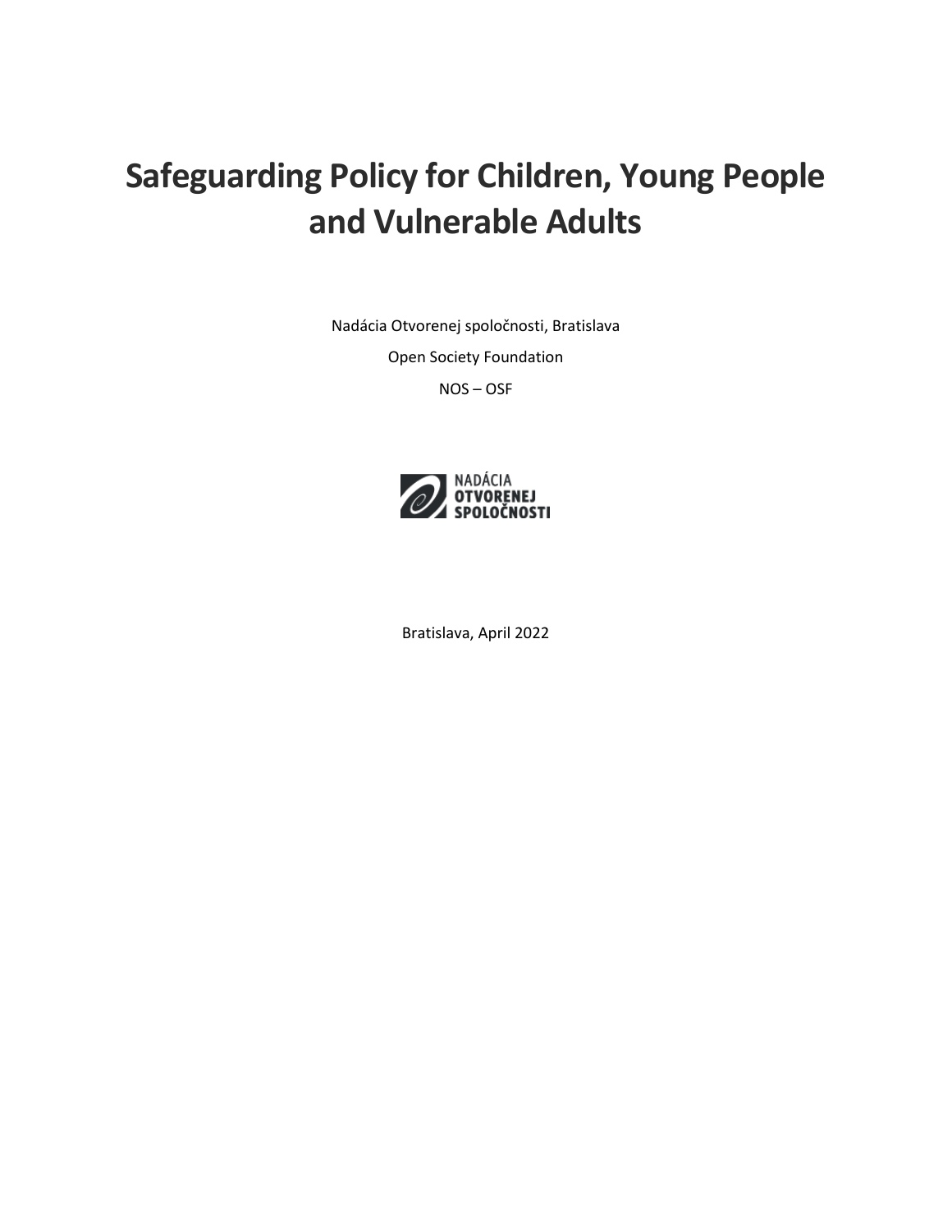# Safeguarding Policy for Children, Young People and Vulnerable Adults

Nadácia Otvorenej spoločnosti, Bratislava

Open Society Foundation

NOS – OSF

NADÁCIA OTVORENEJ SPOLOČNOSTI

Bratislava, April 2022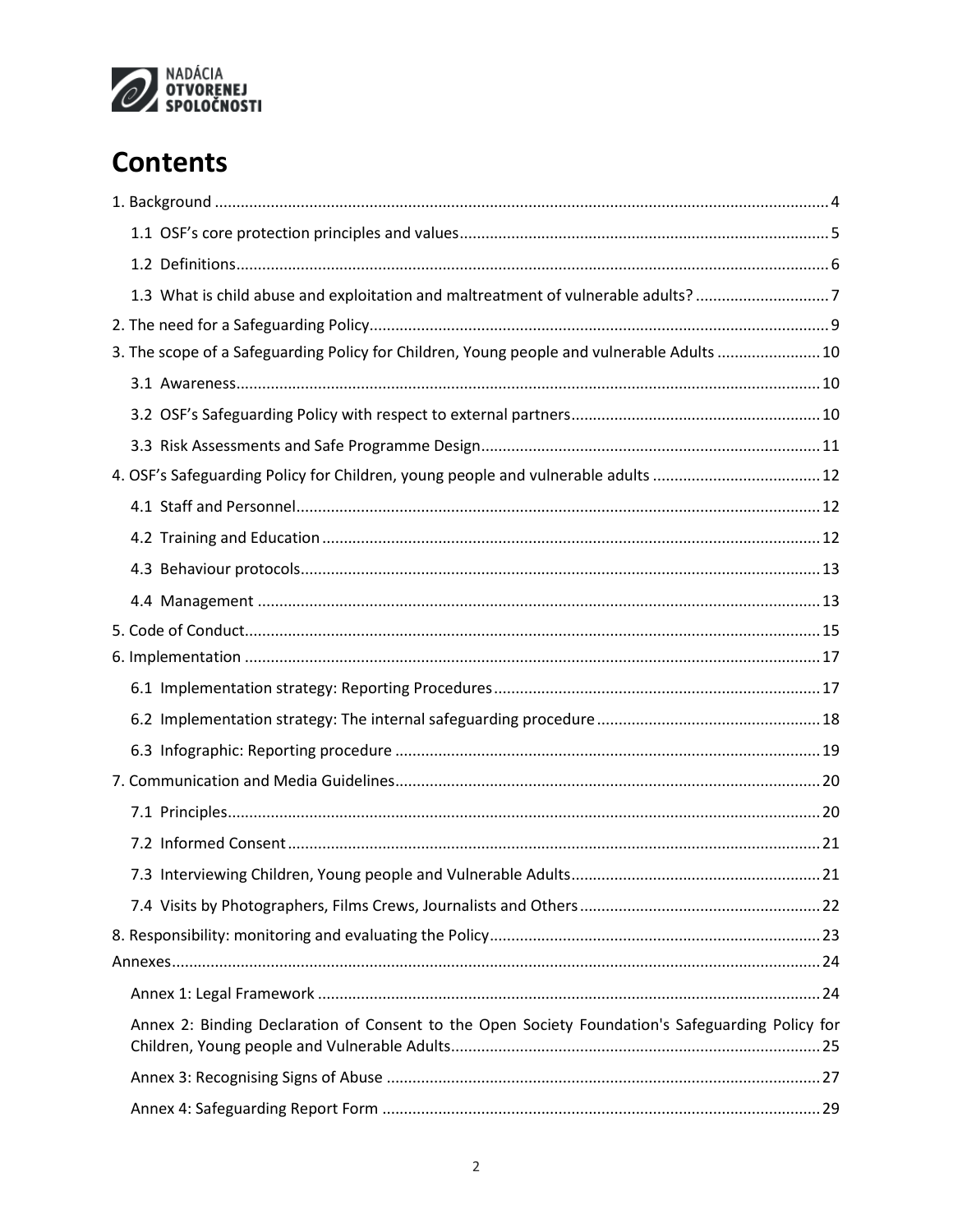# Contents

1. Background ..... 4
   - 1.1 OSF's core protection principles and values ..... 5
   - 1.2 Definitions ..... 6
   - 1.3 What is child abuse and exploitation and maltreatment of vulnerable adults? ..... 7
2. The need for a Safeguarding Policy ..... 9
3. The scope of a Safeguarding Policy for Children, Young people and vulnerable Adults ..... 10
   - 3.1 Awareness ..... 10
   - 3.2 OSF's Safeguarding Policy with respect to external partners ..... 10
   - 3.3 Risk Assessments and Safe Programme Design ..... 11
4. OSF's Safeguarding Policy for Children, young people and vulnerable adults ..... 12
   - 4.1 Staff and Personnel ..... 12
   - 4.2 Training and Education ..... 12
   - 4.3 Behaviour protocols ..... 13
   - 4.4 Management ..... 13
5. Code of Conduct ..... 15
6. Implementation ..... 17
   - 6.1 Implementation strategy: Reporting Procedures ..... 17
   - 6.2 Implementation strategy: The internal safeguarding procedure ..... 18
   - 6.3 Infographic: Reporting procedure ..... 19
7. Communication and Media Guidelines ..... 20
   - 7.1 Principles ..... 20
   - 7.2 Informed Consent ..... 21
   - 7.3 Interviewing Children, Young people and Vulnerable Adults ..... 21
   - 7.4 Visits by Photographers, Films Crews, Journalists and Others ..... 22
8. Responsibility: monitoring and evaluating the Policy ..... 23

Annexes ..... 24

- Annex 1: Legal Framework ..... 24
- Annex 2: Binding Declaration of Consent to the Open Society Foundation's Safeguarding Policy for Children, Young people and Vulnerable Adults ..... 25
- Annex 3: Recognising Signs of Abuse ..... 27
- Annex 4: Safeguarding Report Form ..... 29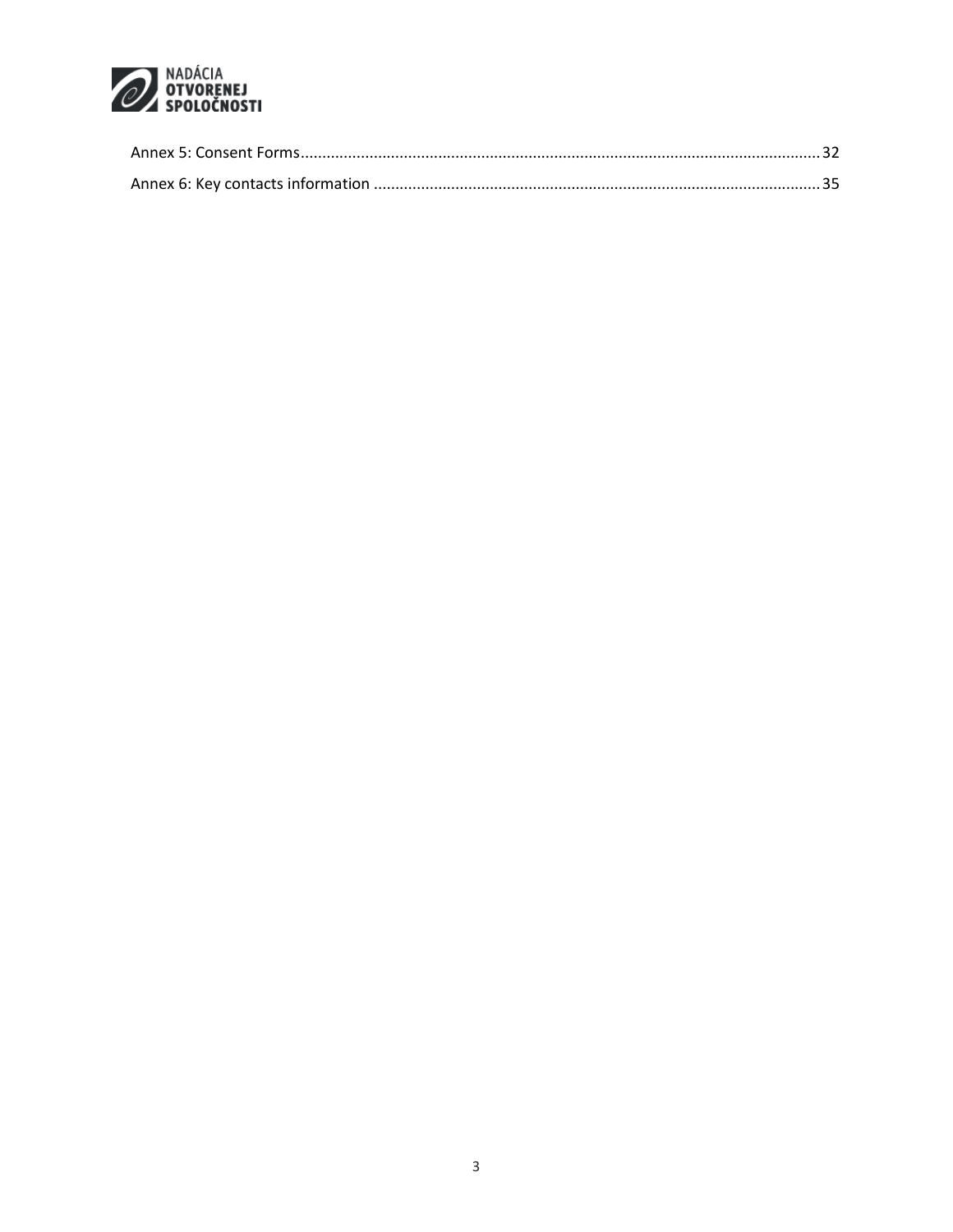Annex 5: Consent Forms.......................................................................................................................32

Annex 6: Key contacts information .......................................................................................................35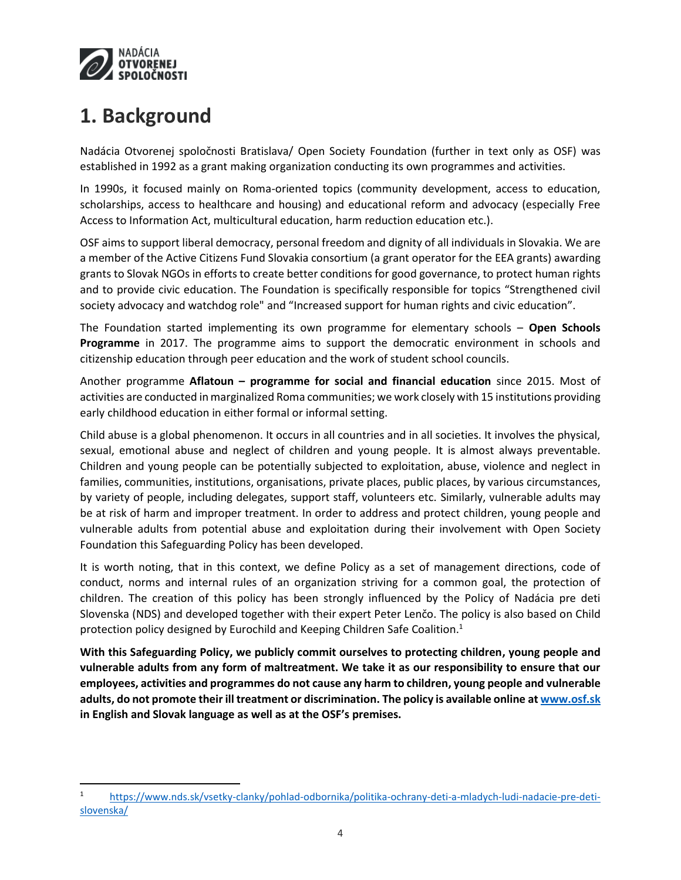# 1. Background

Nadácia Otvorenej spoločnosti Bratislava/ Open Society Foundation (further in text only as OSF) was established in 1992 as a grant making organization conducting its own programmes and activities.

In 1990s, it focused mainly on Roma-oriented topics (community development, access to education, scholarships, access to healthcare and housing) and educational reform and advocacy (especially Free Access to Information Act, multicultural education, harm reduction education etc.).

OSF aims to support liberal democracy, personal freedom and dignity of all individuals in Slovakia. We are a member of the Active Citizens Fund Slovakia consortium (a grant operator for the EEA grants) awarding grants to Slovak NGOs in efforts to create better conditions for good governance, to protect human rights and to provide civic education. The Foundation is specifically responsible for topics "Strengthened civil society advocacy and watchdog role" and "Increased support for human rights and civic education".

The Foundation started implementing its own programme for elementary schools – **Open Schools Programme** in 2017. The programme aims to support the democratic environment in schools and citizenship education through peer education and the work of student school councils.

Another programme **Aflatoun – programme for social and financial education** since 2015. Most of activities are conducted in marginalized Roma communities; we work closely with 15 institutions providing early childhood education in either formal or informal setting.

Child abuse is a global phenomenon. It occurs in all countries and in all societies. It involves the physical, sexual, emotional abuse and neglect of children and young people. It is almost always preventable. Children and young people can be potentially subjected to exploitation, abuse, violence and neglect in families, communities, institutions, organisations, private places, public places, by various circumstances, by variety of people, including delegates, support staff, volunteers etc. Similarly, vulnerable adults may be at risk of harm and improper treatment. In order to address and protect children, young people and vulnerable adults from potential abuse and exploitation during their involvement with Open Society Foundation this Safeguarding Policy has been developed.

It is worth noting, that in this context, we define Policy as a set of management directions, code of conduct, norms and internal rules of an organization striving for a common goal, the protection of children. The creation of this policy has been strongly influenced by the Policy of Nadácia pre deti Slovenska (NDS) and developed together with their expert Peter Lenčo. The policy is also based on Child protection policy designed by Eurochild and Keeping Children Safe Coalition.[1]

**With this Safeguarding Policy, we publicly commit ourselves to protecting children, young people and vulnerable adults from any form of maltreatment. We take it as our responsibility to ensure that our employees, activities and programmes do not cause any harm to children, young people and vulnerable adults, do not promote their ill treatment or discrimination. The policy is available online at www.osf.sk in English and Slovak language as well as at the OSF's premises.**

---

[1] https://www.nds.sk/vsetky-clanky/pohlad-odbornika/politika-ochrany-deti-a-mladych-ludi-nadacie-pre-deti-slovenska/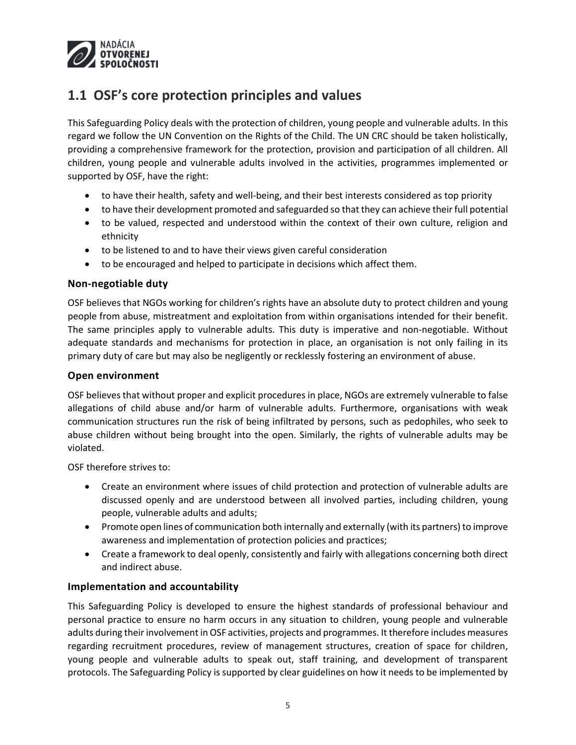## 1.1 OSF's core protection principles and values

This Safeguarding Policy deals with the protection of children, young people and vulnerable adults. In this regard we follow the UN Convention on the Rights of the Child. The UN CRC should be taken holistically, providing a comprehensive framework for the protection, provision and participation of all children. All children, young people and vulnerable adults involved in the activities, programmes implemented or supported by OSF, have the right:

- to have their health, safety and well-being, and their best interests considered as top priority
- to have their development promoted and safeguarded so that they can achieve their full potential
- to be valued, respected and understood within the context of their own culture, religion and ethnicity
- to be listened to and to have their views given careful consideration
- to be encouraged and helped to participate in decisions which affect them.

### Non-negotiable duty

OSF believes that NGOs working for children's rights have an absolute duty to protect children and young people from abuse, mistreatment and exploitation from within organisations intended for their benefit. The same principles apply to vulnerable adults. This duty is imperative and non-negotiable. Without adequate standards and mechanisms for protection in place, an organisation is not only failing in its primary duty of care but may also be negligently or recklessly fostering an environment of abuse.

### Open environment

OSF believes that without proper and explicit procedures in place, NGOs are extremely vulnerable to false allegations of child abuse and/or harm of vulnerable adults. Furthermore, organisations with weak communication structures run the risk of being infiltrated by persons, such as pedophiles, who seek to abuse children without being brought into the open. Similarly, the rights of vulnerable adults may be violated.

OSF therefore strives to:

- Create an environment where issues of child protection and protection of vulnerable adults are discussed openly and are understood between all involved parties, including children, young people, vulnerable adults and adults;
- Promote open lines of communication both internally and externally (with its partners) to improve awareness and implementation of protection policies and practices;
- Create a framework to deal openly, consistently and fairly with allegations concerning both direct and indirect abuse.

### Implementation and accountability

This Safeguarding Policy is developed to ensure the highest standards of professional behaviour and personal practice to ensure no harm occurs in any situation to children, young people and vulnerable adults during their involvement in OSF activities, projects and programmes. It therefore includes measures regarding recruitment procedures, review of management structures, creation of space for children, young people and vulnerable adults to speak out, staff training, and development of transparent protocols. The Safeguarding Policy is supported by clear guidelines on how it needs to be implemented by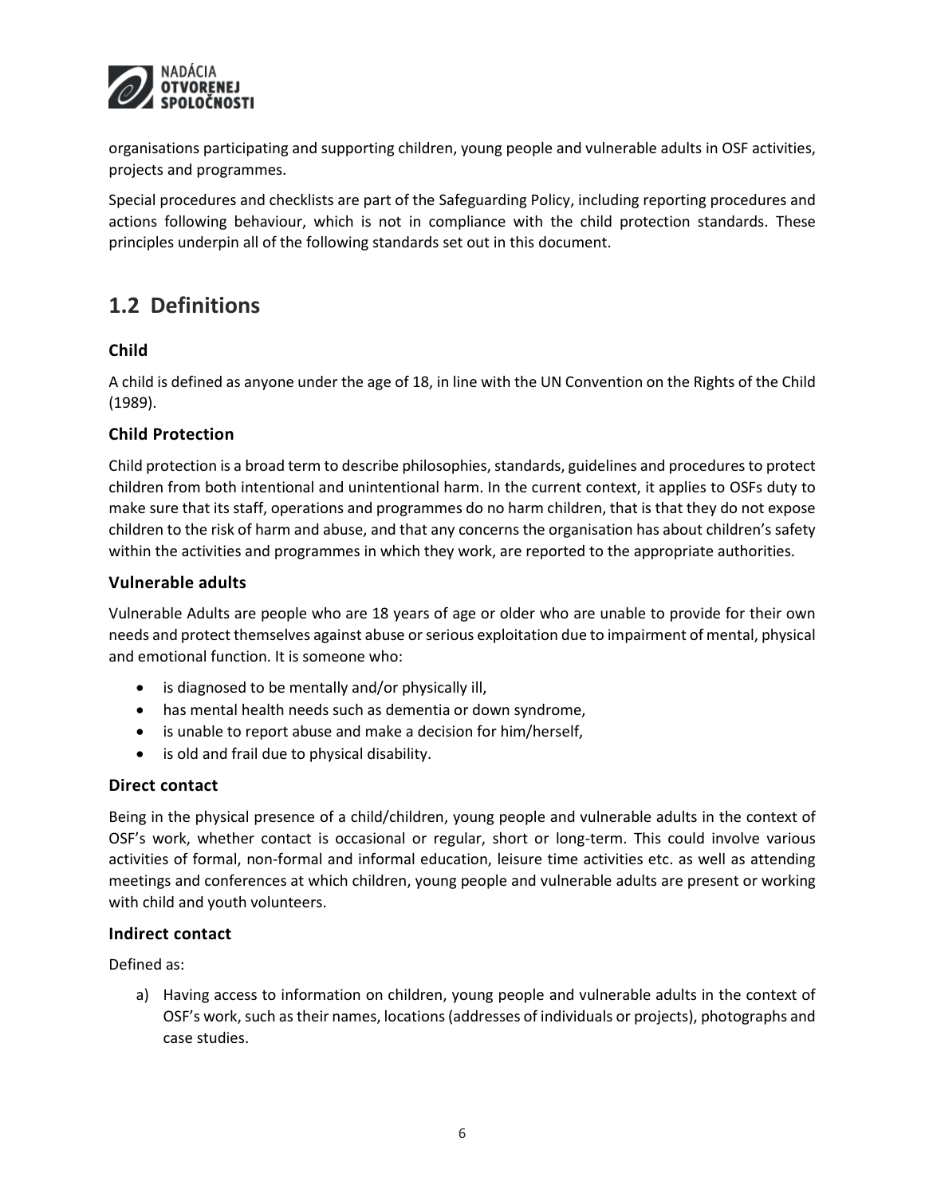organisations participating and supporting children, young people and vulnerable adults in OSF activities, projects and programmes.

Special procedures and checklists are part of the Safeguarding Policy, including reporting procedures and actions following behaviour, which is not in compliance with the child protection standards. These principles underpin all of the following standards set out in this document.

## 1.2 Definitions

### Child

A child is defined as anyone under the age of 18, in line with the UN Convention on the Rights of the Child (1989).

### Child Protection

Child protection is a broad term to describe philosophies, standards, guidelines and procedures to protect children from both intentional and unintentional harm. In the current context, it applies to OSFs duty to make sure that its staff, operations and programmes do no harm children, that is that they do not expose children to the risk of harm and abuse, and that any concerns the organisation has about children's safety within the activities and programmes in which they work, are reported to the appropriate authorities.

### Vulnerable adults

Vulnerable Adults are people who are 18 years of age or older who are unable to provide for their own needs and protect themselves against abuse or serious exploitation due to impairment of mental, physical and emotional function. It is someone who:

- is diagnosed to be mentally and/or physically ill,
- has mental health needs such as dementia or down syndrome,
- is unable to report abuse and make a decision for him/herself,
- is old and frail due to physical disability.

### Direct contact

Being in the physical presence of a child/children, young people and vulnerable adults in the context of OSF's work, whether contact is occasional or regular, short or long-term. This could involve various activities of formal, non-formal and informal education, leisure time activities etc. as well as attending meetings and conferences at which children, young people and vulnerable adults are present or working with child and youth volunteers.

### Indirect contact

Defined as:

a) Having access to information on children, young people and vulnerable adults in the context of OSF's work, such as their names, locations (addresses of individuals or projects), photographs and case studies.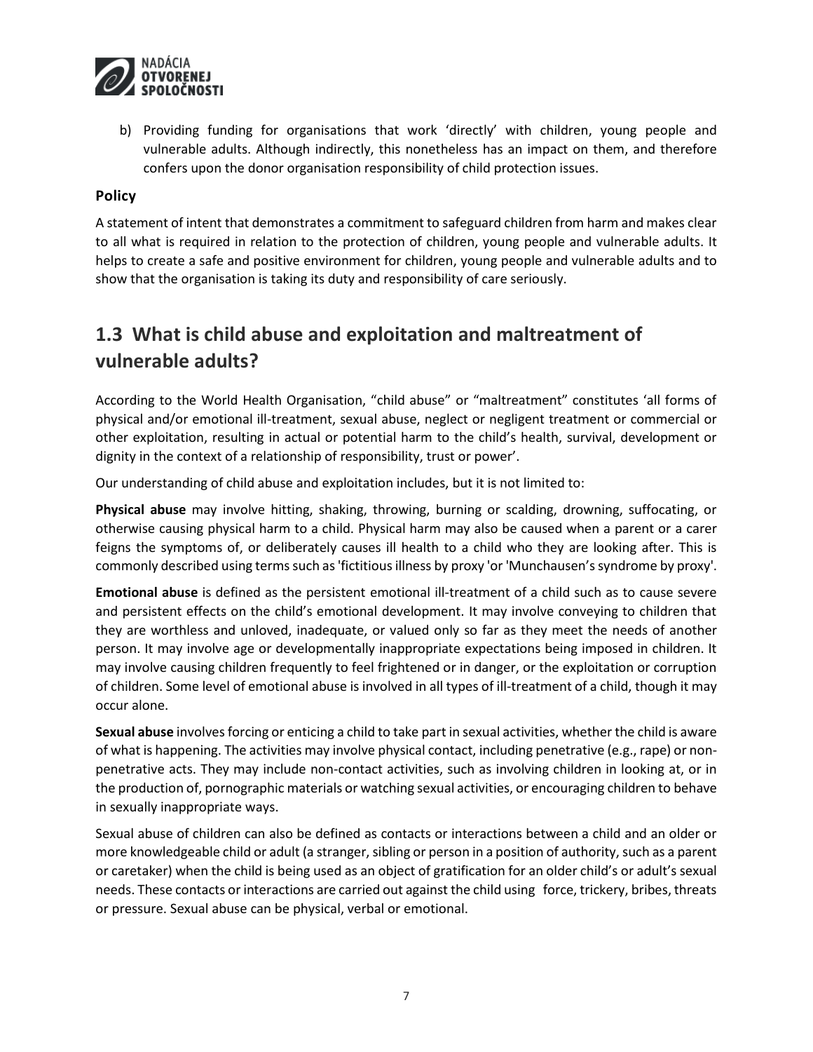b) Providing funding for organisations that work 'directly' with children, young people and vulnerable adults. Although indirectly, this nonetheless has an impact on them, and therefore confers upon the donor organisation responsibility of child protection issues.

**Policy**

A statement of intent that demonstrates a commitment to safeguard children from harm and makes clear to all what is required in relation to the protection of children, young people and vulnerable adults. It helps to create a safe and positive environment for children, young people and vulnerable adults and to show that the organisation is taking its duty and responsibility of care seriously.

## 1.3 What is child abuse and exploitation and maltreatment of vulnerable adults?

According to the World Health Organisation, "child abuse" or "maltreatment" constitutes 'all forms of physical and/or emotional ill-treatment, sexual abuse, neglect or negligent treatment or commercial or other exploitation, resulting in actual or potential harm to the child's health, survival, development or dignity in the context of a relationship of responsibility, trust or power'.

Our understanding of child abuse and exploitation includes, but it is not limited to:

**Physical abuse** may involve hitting, shaking, throwing, burning or scalding, drowning, suffocating, or otherwise causing physical harm to a child. Physical harm may also be caused when a parent or a carer feigns the symptoms of, or deliberately causes ill health to a child who they are looking after. This is commonly described using terms such as 'fictitious illness by proxy 'or 'Munchausen's syndrome by proxy'.

**Emotional abuse** is defined as the persistent emotional ill-treatment of a child such as to cause severe and persistent effects on the child's emotional development. It may involve conveying to children that they are worthless and unloved, inadequate, or valued only so far as they meet the needs of another person. It may involve age or developmentally inappropriate expectations being imposed in children. It may involve causing children frequently to feel frightened or in danger, or the exploitation or corruption of children. Some level of emotional abuse is involved in all types of ill-treatment of a child, though it may occur alone.

**Sexual abuse** involves forcing or enticing a child to take part in sexual activities, whether the child is aware of what is happening. The activities may involve physical contact, including penetrative (e.g., rape) or non-penetrative acts. They may include non-contact activities, such as involving children in looking at, or in the production of, pornographic materials or watching sexual activities, or encouraging children to behave in sexually inappropriate ways.

Sexual abuse of children can also be defined as contacts or interactions between a child and an older or more knowledgeable child or adult (a stranger, sibling or person in a position of authority, such as a parent or caretaker) when the child is being used as an object of gratification for an older child's or adult's sexual needs. These contacts or interactions are carried out against the child using force, trickery, bribes, threats or pressure. Sexual abuse can be physical, verbal or emotional.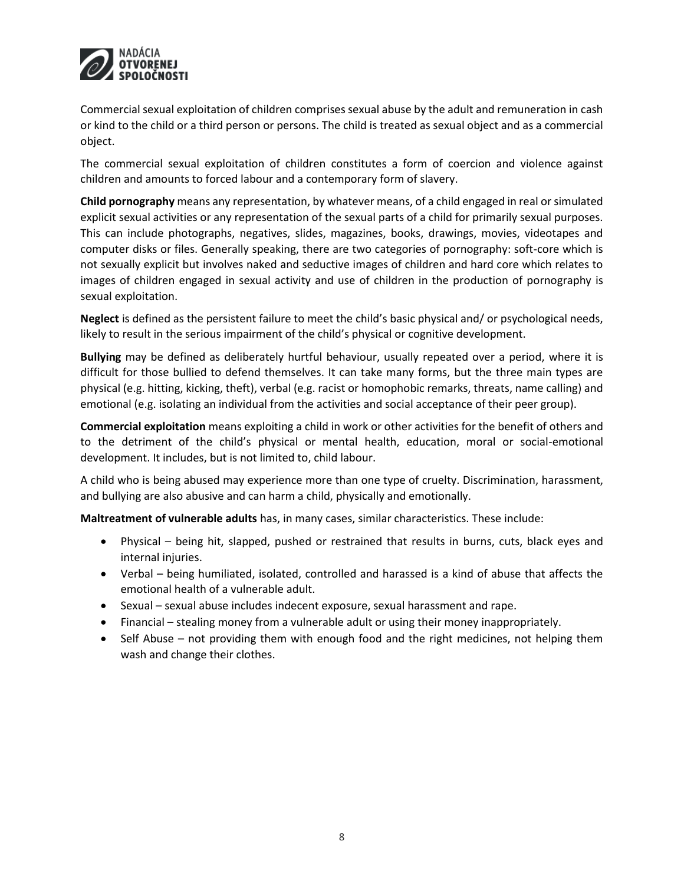Commercial sexual exploitation of children comprises sexual abuse by the adult and remuneration in cash or kind to the child or a third person or persons. The child is treated as sexual object and as a commercial object.

The commercial sexual exploitation of children constitutes a form of coercion and violence against children and amounts to forced labour and a contemporary form of slavery.

**Child pornography** means any representation, by whatever means, of a child engaged in real or simulated explicit sexual activities or any representation of the sexual parts of a child for primarily sexual purposes. This can include photographs, negatives, slides, magazines, books, drawings, movies, videotapes and computer disks or files. Generally speaking, there are two categories of pornography: soft-core which is not sexually explicit but involves naked and seductive images of children and hard core which relates to images of children engaged in sexual activity and use of children in the production of pornography is sexual exploitation.

**Neglect** is defined as the persistent failure to meet the child's basic physical and/ or psychological needs, likely to result in the serious impairment of the child's physical or cognitive development.

**Bullying** may be defined as deliberately hurtful behaviour, usually repeated over a period, where it is difficult for those bullied to defend themselves. It can take many forms, but the three main types are physical (e.g. hitting, kicking, theft), verbal (e.g. racist or homophobic remarks, threats, name calling) and emotional (e.g. isolating an individual from the activities and social acceptance of their peer group).

**Commercial exploitation** means exploiting a child in work or other activities for the benefit of others and to the detriment of the child's physical or mental health, education, moral or social-emotional development. It includes, but is not limited to, child labour.

A child who is being abused may experience more than one type of cruelty. Discrimination, harassment, and bullying are also abusive and can harm a child, physically and emotionally.

**Maltreatment of vulnerable adults** has, in many cases, similar characteristics. These include:

- Physical – being hit, slapped, pushed or restrained that results in burns, cuts, black eyes and internal injuries.
- Verbal – being humiliated, isolated, controlled and harassed is a kind of abuse that affects the emotional health of a vulnerable adult.
- Sexual – sexual abuse includes indecent exposure, sexual harassment and rape.
- Financial – stealing money from a vulnerable adult or using their money inappropriately.
- Self Abuse – not providing them with enough food and the right medicines, not helping them wash and change their clothes.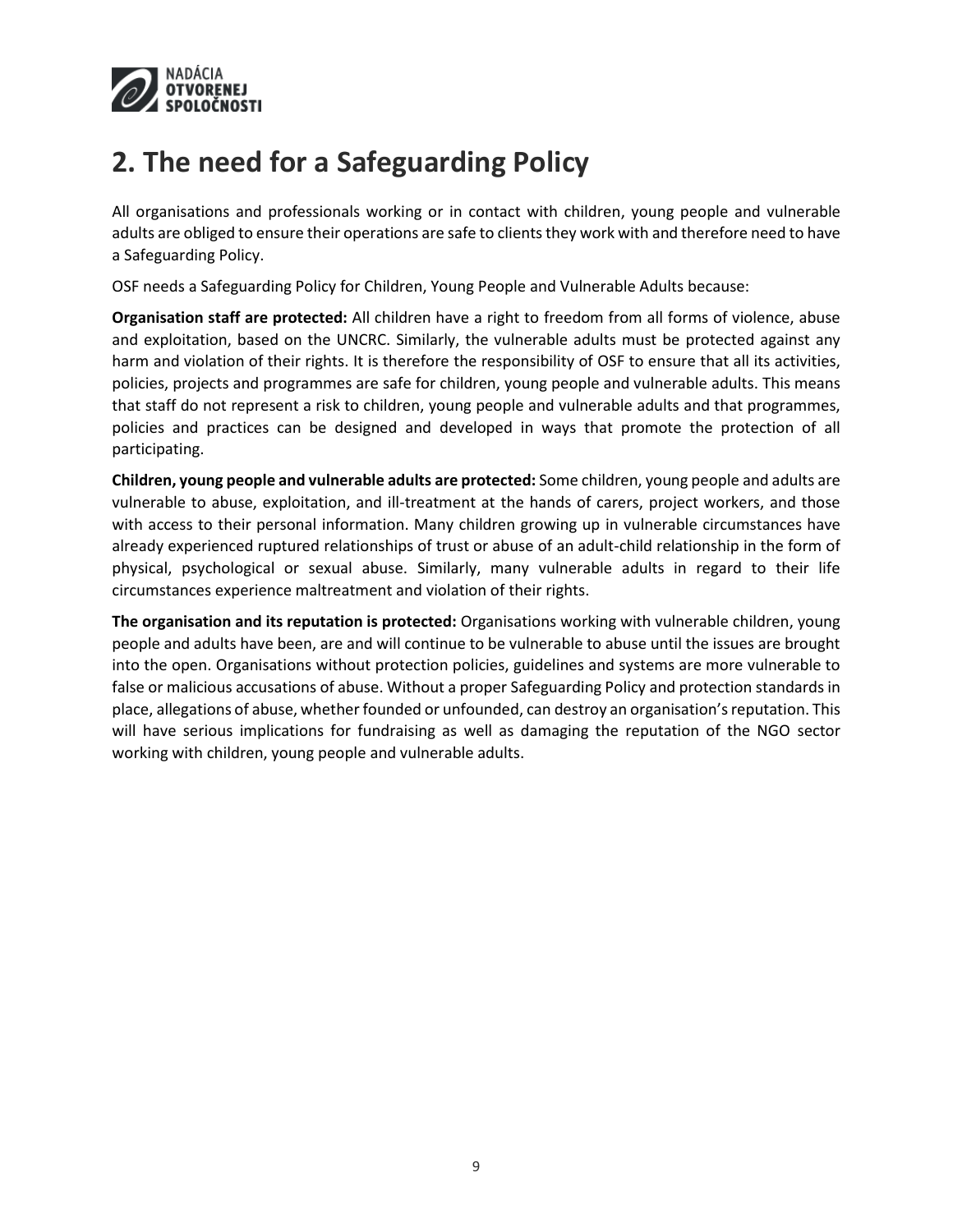# 2. The need for a Safeguarding Policy

All organisations and professionals working or in contact with children, young people and vulnerable adults are obliged to ensure their operations are safe to clients they work with and therefore need to have a Safeguarding Policy.

OSF needs a Safeguarding Policy for Children, Young People and Vulnerable Adults because:

**Organisation staff are protected:** All children have a right to freedom from all forms of violence, abuse and exploitation, based on the UNCRC. Similarly, the vulnerable adults must be protected against any harm and violation of their rights. It is therefore the responsibility of OSF to ensure that all its activities, policies, projects and programmes are safe for children, young people and vulnerable adults. This means that staff do not represent a risk to children, young people and vulnerable adults and that programmes, policies and practices can be designed and developed in ways that promote the protection of all participating.

**Children, young people and vulnerable adults are protected:** Some children, young people and adults are vulnerable to abuse, exploitation, and ill-treatment at the hands of carers, project workers, and those with access to their personal information. Many children growing up in vulnerable circumstances have already experienced ruptured relationships of trust or abuse of an adult-child relationship in the form of physical, psychological or sexual abuse. Similarly, many vulnerable adults in regard to their life circumstances experience maltreatment and violation of their rights.

**The organisation and its reputation is protected:** Organisations working with vulnerable children, young people and adults have been, are and will continue to be vulnerable to abuse until the issues are brought into the open. Organisations without protection policies, guidelines and systems are more vulnerable to false or malicious accusations of abuse. Without a proper Safeguarding Policy and protection standards in place, allegations of abuse, whether founded or unfounded, can destroy an organisation's reputation. This will have serious implications for fundraising as well as damaging the reputation of the NGO sector working with children, young people and vulnerable adults.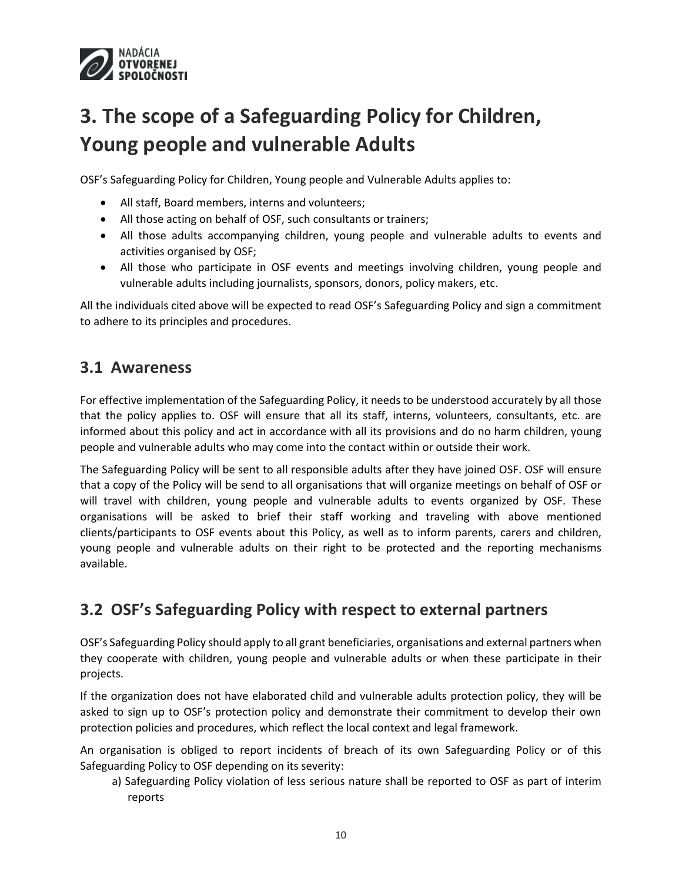# 3. The scope of a Safeguarding Policy for Children, Young people and vulnerable Adults

OSF's Safeguarding Policy for Children, Young people and Vulnerable Adults applies to:

- All staff, Board members, interns and volunteers;
- All those acting on behalf of OSF, such consultants or trainers;
- All those adults accompanying children, young people and vulnerable adults to events and activities organised by OSF;
- All those who participate in OSF events and meetings involving children, young people and vulnerable adults including journalists, sponsors, donors, policy makers, etc.

All the individuals cited above will be expected to read OSF's Safeguarding Policy and sign a commitment to adhere to its principles and procedures.

## 3.1 Awareness

For effective implementation of the Safeguarding Policy, it needs to be understood accurately by all those that the policy applies to. OSF will ensure that all its staff, interns, volunteers, consultants, etc. are informed about this policy and act in accordance with all its provisions and do no harm children, young people and vulnerable adults who may come into the contact within or outside their work.

The Safeguarding Policy will be sent to all responsible adults after they have joined OSF. OSF will ensure that a copy of the Policy will be send to all organisations that will organize meetings on behalf of OSF or will travel with children, young people and vulnerable adults to events organized by OSF. These organisations will be asked to brief their staff working and traveling with above mentioned clients/participants to OSF events about this Policy, as well as to inform parents, carers and children, young people and vulnerable adults on their right to be protected and the reporting mechanisms available.

## 3.2 OSF's Safeguarding Policy with respect to external partners

OSF's Safeguarding Policy should apply to all grant beneficiaries, organisations and external partners when they cooperate with children, young people and vulnerable adults or when these participate in their projects.

If the organization does not have elaborated child and vulnerable adults protection policy, they will be asked to sign up to OSF's protection policy and demonstrate their commitment to develop their own protection policies and procedures, which reflect the local context and legal framework.

An organisation is obliged to report incidents of breach of its own Safeguarding Policy or of this Safeguarding Policy to OSF depending on its severity:

a) Safeguarding Policy violation of less serious nature shall be reported to OSF as part of interim reports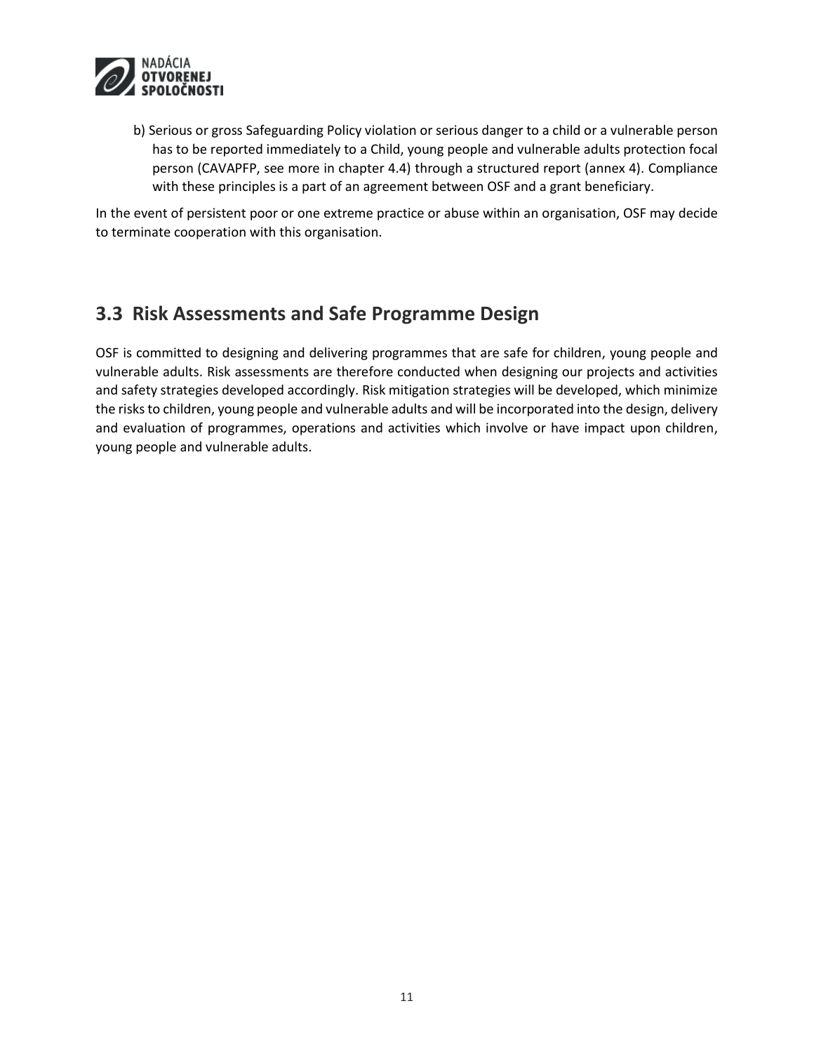b) Serious or gross Safeguarding Policy violation or serious danger to a child or a vulnerable person has to be reported immediately to a Child, young people and vulnerable adults protection focal person (CAVAPFP, see more in chapter 4.4) through a structured report (annex 4). Compliance with these principles is a part of an agreement between OSF and a grant beneficiary.

In the event of persistent poor or one extreme practice or abuse within an organisation, OSF may decide to terminate cooperation with this organisation.

## 3.3 Risk Assessments and Safe Programme Design

OSF is committed to designing and delivering programmes that are safe for children, young people and vulnerable adults. Risk assessments are therefore conducted when designing our projects and activities and safety strategies developed accordingly. Risk mitigation strategies will be developed, which minimize the risks to children, young people and vulnerable adults and will be incorporated into the design, delivery and evaluation of programmes, operations and activities which involve or have impact upon children, young people and vulnerable adults.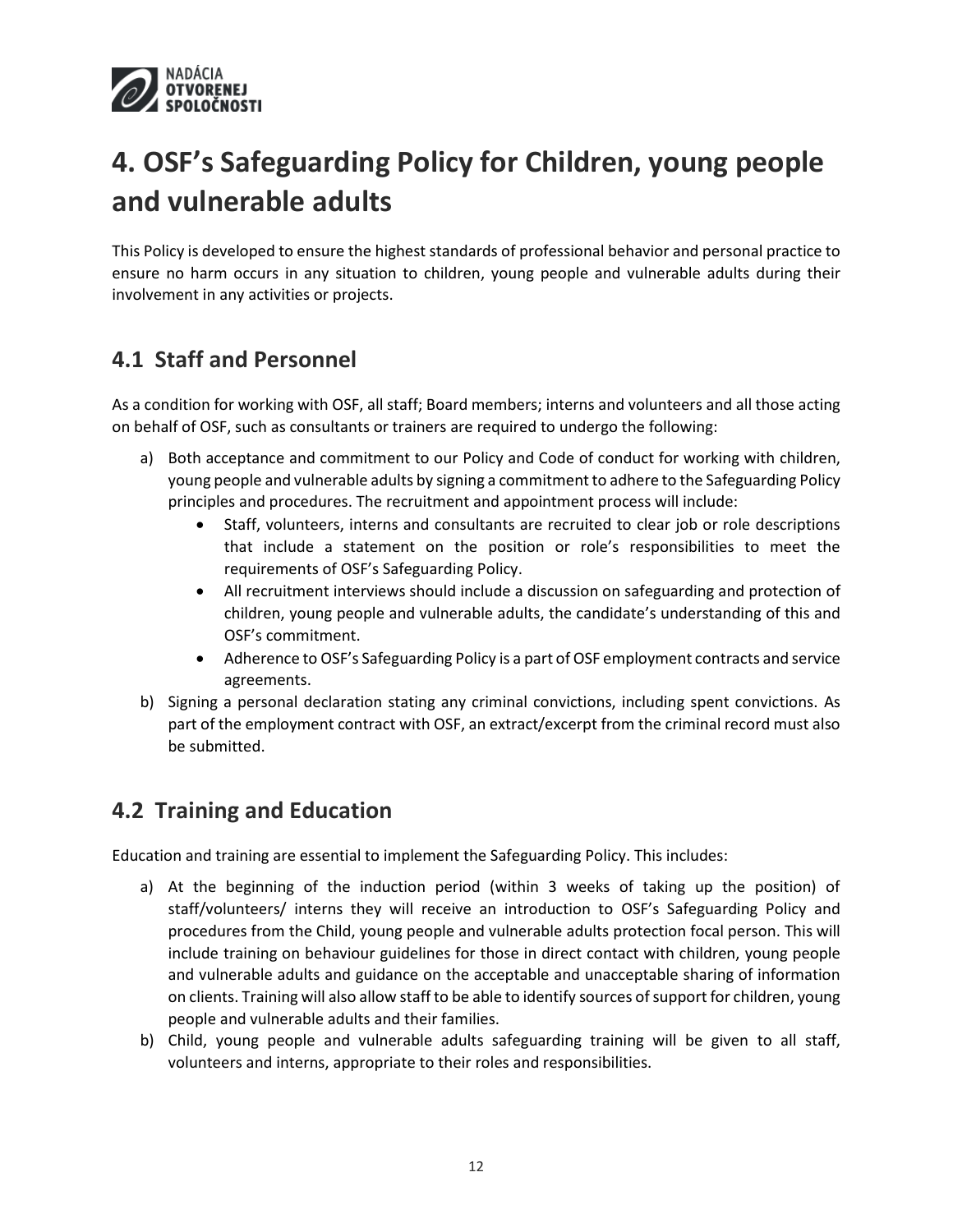# 4. OSF's Safeguarding Policy for Children, young people and vulnerable adults

This Policy is developed to ensure the highest standards of professional behavior and personal practice to ensure no harm occurs in any situation to children, young people and vulnerable adults during their involvement in any activities or projects.

## 4.1 Staff and Personnel

As a condition for working with OSF, all staff; Board members; interns and volunteers and all those acting on behalf of OSF, such as consultants or trainers are required to undergo the following:

a) Both acceptance and commitment to our Policy and Code of conduct for working with children, young people and vulnerable adults by signing a commitment to adhere to the Safeguarding Policy principles and procedures. The recruitment and appointment process will include:
   - Staff, volunteers, interns and consultants are recruited to clear job or role descriptions that include a statement on the position or role's responsibilities to meet the requirements of OSF's Safeguarding Policy.
   - All recruitment interviews should include a discussion on safeguarding and protection of children, young people and vulnerable adults, the candidate's understanding of this and OSF's commitment.
   - Adherence to OSF's Safeguarding Policy is a part of OSF employment contracts and service agreements.

b) Signing a personal declaration stating any criminal convictions, including spent convictions. As part of the employment contract with OSF, an extract/excerpt from the criminal record must also be submitted.

## 4.2 Training and Education

Education and training are essential to implement the Safeguarding Policy. This includes:

a) At the beginning of the induction period (within 3 weeks of taking up the position) of staff/volunteers/ interns they will receive an introduction to OSF's Safeguarding Policy and procedures from the Child, young people and vulnerable adults protection focal person. This will include training on behaviour guidelines for those in direct contact with children, young people and vulnerable adults and guidance on the acceptable and unacceptable sharing of information on clients. Training will also allow staff to be able to identify sources of support for children, young people and vulnerable adults and their families.

b) Child, young people and vulnerable adults safeguarding training will be given to all staff, volunteers and interns, appropriate to their roles and responsibilities.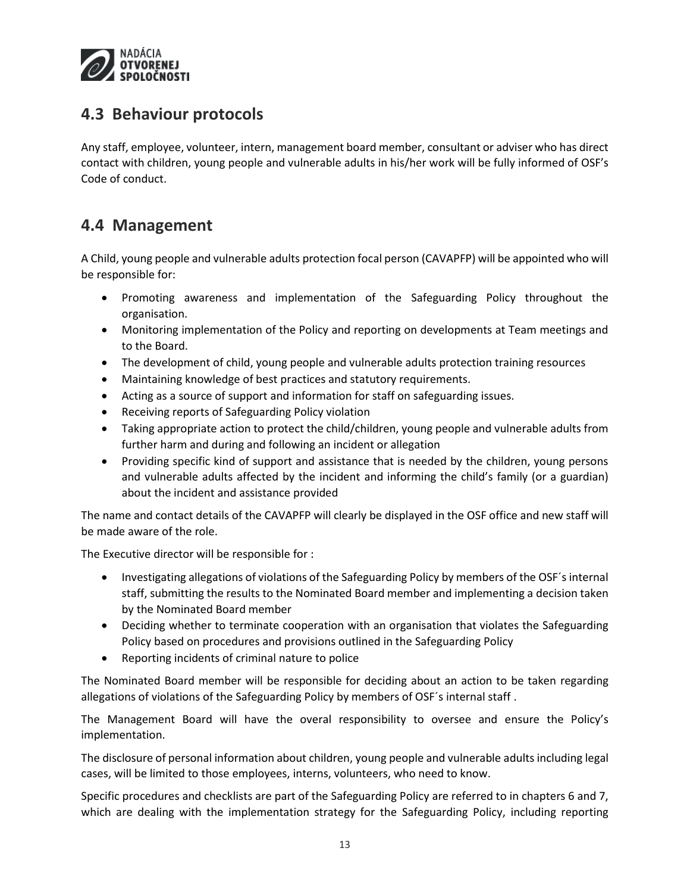## 4.3 Behaviour protocols

Any staff, employee, volunteer, intern, management board member, consultant or adviser who has direct contact with children, young people and vulnerable adults in his/her work will be fully informed of OSF's Code of conduct.

## 4.4 Management

A Child, young people and vulnerable adults protection focal person (CAVAPFP) will be appointed who will be responsible for:

- Promoting awareness and implementation of the Safeguarding Policy throughout the organisation.
- Monitoring implementation of the Policy and reporting on developments at Team meetings and to the Board.
- The development of child, young people and vulnerable adults protection training resources
- Maintaining knowledge of best practices and statutory requirements.
- Acting as a source of support and information for staff on safeguarding issues.
- Receiving reports of Safeguarding Policy violation
- Taking appropriate action to protect the child/children, young people and vulnerable adults from further harm and during and following an incident or allegation
- Providing specific kind of support and assistance that is needed by the children, young persons and vulnerable adults affected by the incident and informing the child's family (or a guardian) about the incident and assistance provided

The name and contact details of the CAVAPFP will clearly be displayed in the OSF office and new staff will be made aware of the role.

The Executive director will be responsible for :

- Investigating allegations of violations of the Safeguarding Policy by members of the OSF´s internal staff, submitting the results to the Nominated Board member and implementing a decision taken by the Nominated Board member
- Deciding whether to terminate cooperation with an organisation that violates the Safeguarding Policy based on procedures and provisions outlined in the Safeguarding Policy
- Reporting incidents of criminal nature to police

The Nominated Board member will be responsible for deciding about an action to be taken regarding allegations of violations of the Safeguarding Policy by members of OSF´s internal staff .

The Management Board will have the overal responsibility to oversee and ensure the Policy's implementation.

The disclosure of personal information about children, young people and vulnerable adults including legal cases, will be limited to those employees, interns, volunteers, who need to know.

Specific procedures and checklists are part of the Safeguarding Policy are referred to in chapters 6 and 7, which are dealing with the implementation strategy for the Safeguarding Policy, including reporting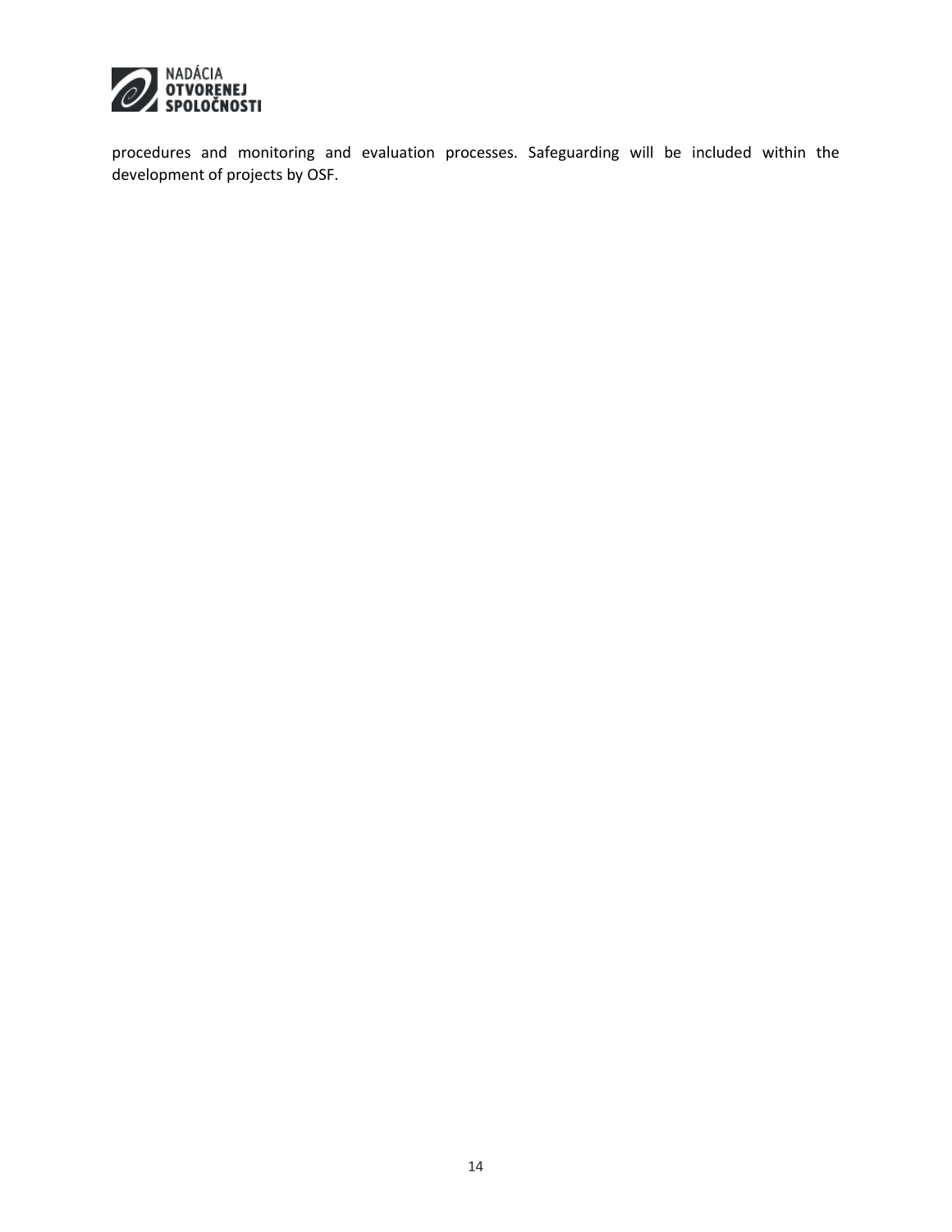procedures and monitoring and evaluation processes. Safeguarding will be included within the development of projects by OSF.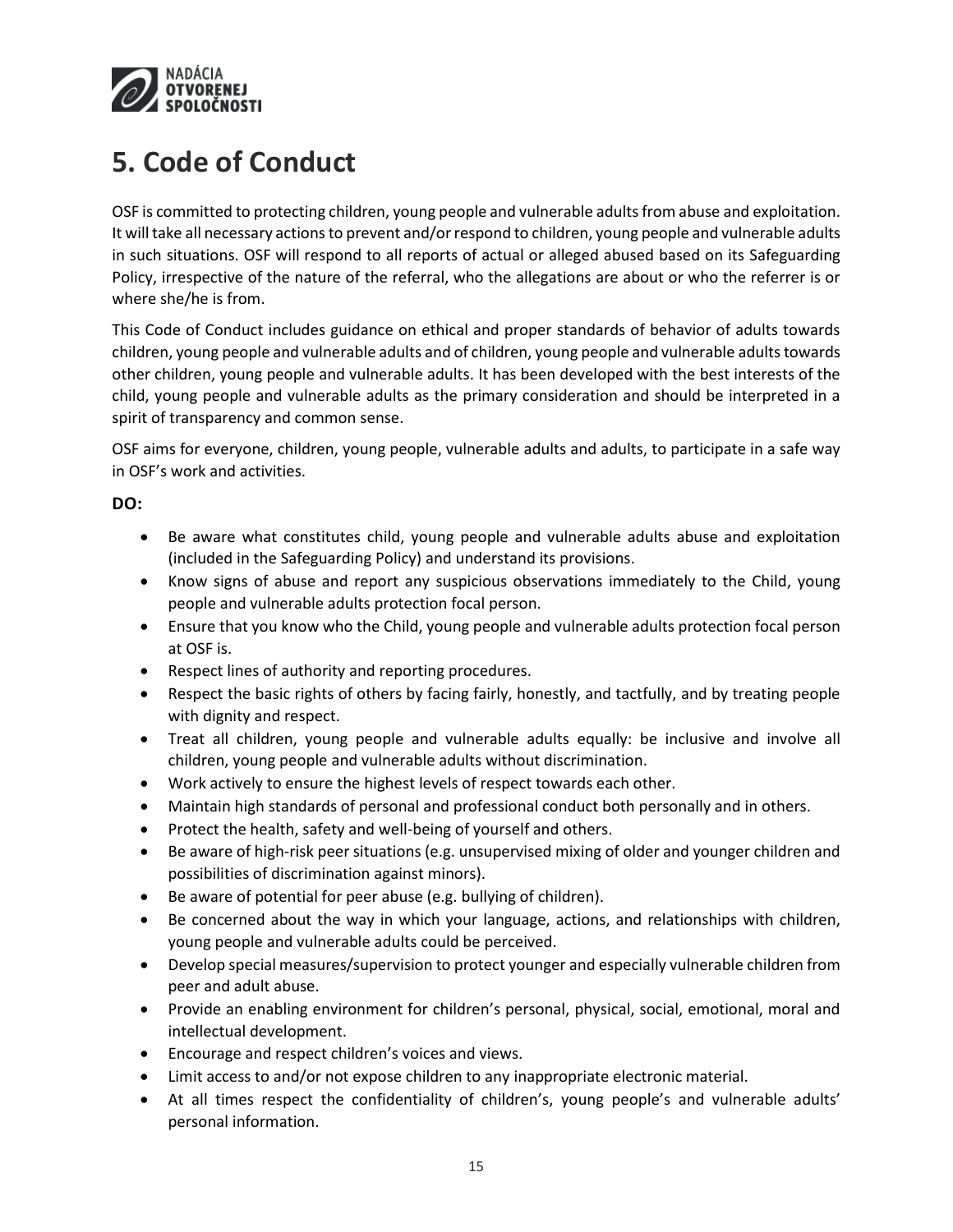# 5. Code of Conduct

OSF is committed to protecting children, young people and vulnerable adults from abuse and exploitation. It will take all necessary actions to prevent and/or respond to children, young people and vulnerable adults in such situations. OSF will respond to all reports of actual or alleged abused based on its Safeguarding Policy, irrespective of the nature of the referral, who the allegations are about or who the referrer is or where she/he is from.

This Code of Conduct includes guidance on ethical and proper standards of behavior of adults towards children, young people and vulnerable adults and of children, young people and vulnerable adults towards other children, young people and vulnerable adults. It has been developed with the best interests of the child, young people and vulnerable adults as the primary consideration and should be interpreted in a spirit of transparency and common sense.

OSF aims for everyone, children, young people, vulnerable adults and adults, to participate in a safe way in OSF's work and activities.

**DO:**

- Be aware what constitutes child, young people and vulnerable adults abuse and exploitation (included in the Safeguarding Policy) and understand its provisions.
- Know signs of abuse and report any suspicious observations immediately to the Child, young people and vulnerable adults protection focal person.
- Ensure that you know who the Child, young people and vulnerable adults protection focal person at OSF is.
- Respect lines of authority and reporting procedures.
- Respect the basic rights of others by facing fairly, honestly, and tactfully, and by treating people with dignity and respect.
- Treat all children, young people and vulnerable adults equally: be inclusive and involve all children, young people and vulnerable adults without discrimination.
- Work actively to ensure the highest levels of respect towards each other.
- Maintain high standards of personal and professional conduct both personally and in others.
- Protect the health, safety and well-being of yourself and others.
- Be aware of high-risk peer situations (e.g. unsupervised mixing of older and younger children and possibilities of discrimination against minors).
- Be aware of potential for peer abuse (e.g. bullying of children).
- Be concerned about the way in which your language, actions, and relationships with children, young people and vulnerable adults could be perceived.
- Develop special measures/supervision to protect younger and especially vulnerable children from peer and adult abuse.
- Provide an enabling environment for children's personal, physical, social, emotional, moral and intellectual development.
- Encourage and respect children's voices and views.
- Limit access to and/or not expose children to any inappropriate electronic material.
- At all times respect the confidentiality of children's, young people's and vulnerable adults' personal information.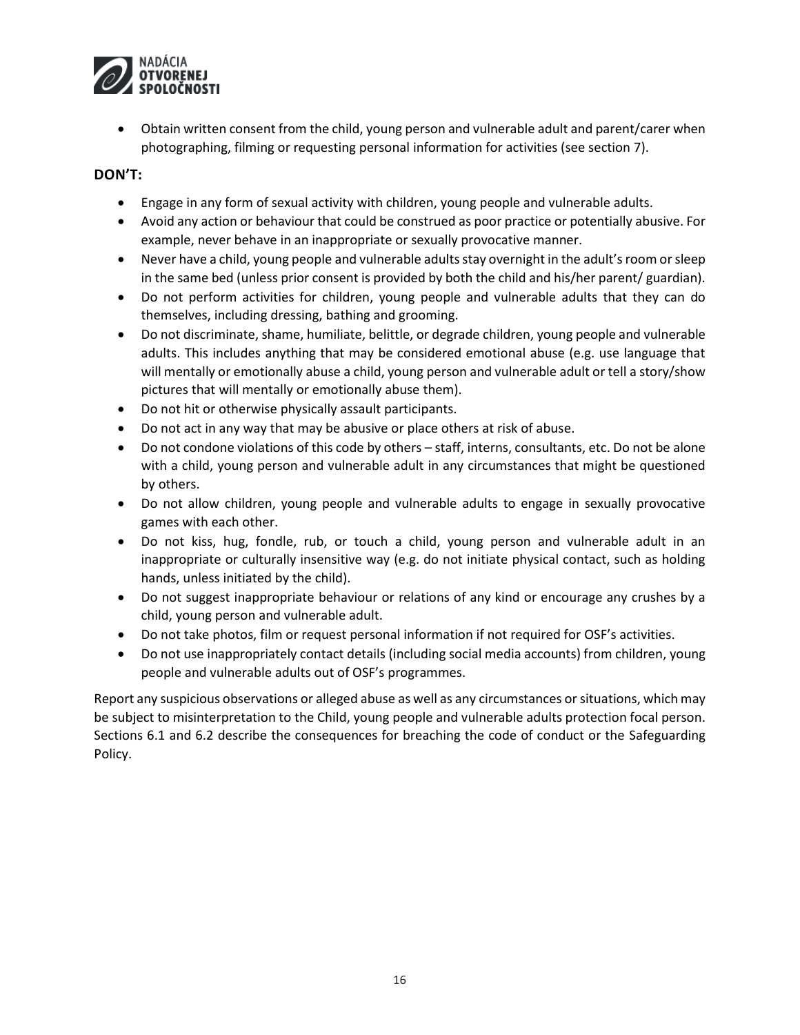- Obtain written consent from the child, young person and vulnerable adult and parent/carer when photographing, filming or requesting personal information for activities (see section 7).

**DON'T:**

- Engage in any form of sexual activity with children, young people and vulnerable adults.
- Avoid any action or behaviour that could be construed as poor practice or potentially abusive. For example, never behave in an inappropriate or sexually provocative manner.
- Never have a child, young people and vulnerable adults stay overnight in the adult's room or sleep in the same bed (unless prior consent is provided by both the child and his/her parent/ guardian).
- Do not perform activities for children, young people and vulnerable adults that they can do themselves, including dressing, bathing and grooming.
- Do not discriminate, shame, humiliate, belittle, or degrade children, young people and vulnerable adults. This includes anything that may be considered emotional abuse (e.g. use language that will mentally or emotionally abuse a child, young person and vulnerable adult or tell a story/show pictures that will mentally or emotionally abuse them).
- Do not hit or otherwise physically assault participants.
- Do not act in any way that may be abusive or place others at risk of abuse.
- Do not condone violations of this code by others – staff, interns, consultants, etc. Do not be alone with a child, young person and vulnerable adult in any circumstances that might be questioned by others.
- Do not allow children, young people and vulnerable adults to engage in sexually provocative games with each other.
- Do not kiss, hug, fondle, rub, or touch a child, young person and vulnerable adult in an inappropriate or culturally insensitive way (e.g. do not initiate physical contact, such as holding hands, unless initiated by the child).
- Do not suggest inappropriate behaviour or relations of any kind or encourage any crushes by a child, young person and vulnerable adult.
- Do not take photos, film or request personal information if not required for OSF's activities.
- Do not use inappropriately contact details (including social media accounts) from children, young people and vulnerable adults out of OSF's programmes.

Report any suspicious observations or alleged abuse as well as any circumstances or situations, which may be subject to misinterpretation to the Child, young people and vulnerable adults protection focal person. Sections 6.1 and 6.2 describe the consequences for breaching the code of conduct or the Safeguarding Policy.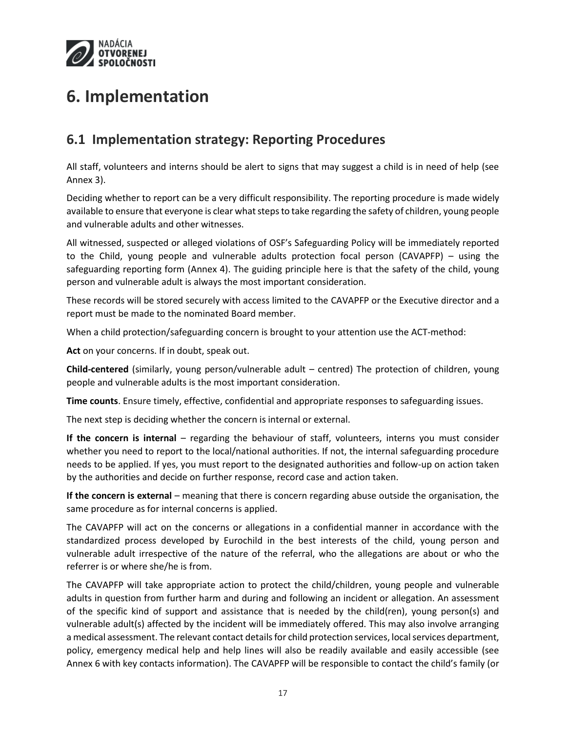# 6. Implementation

## 6.1 Implementation strategy: Reporting Procedures

All staff, volunteers and interns should be alert to signs that may suggest a child is in need of help (see Annex 3).

Deciding whether to report can be a very difficult responsibility. The reporting procedure is made widely available to ensure that everyone is clear what steps to take regarding the safety of children, young people and vulnerable adults and other witnesses.

All witnessed, suspected or alleged violations of OSF's Safeguarding Policy will be immediately reported to the Child, young people and vulnerable adults protection focal person (CAVAPFP) – using the safeguarding reporting form (Annex 4). The guiding principle here is that the safety of the child, young person and vulnerable adult is always the most important consideration.

These records will be stored securely with access limited to the CAVAPFP or the Executive director and a report must be made to the nominated Board member.

When a child protection/safeguarding concern is brought to your attention use the ACT-method:

**Act** on your concerns. If in doubt, speak out.

**Child-centered** (similarly, young person/vulnerable adult – centred) The protection of children, young people and vulnerable adults is the most important consideration.

**Time counts**. Ensure timely, effective, confidential and appropriate responses to safeguarding issues.

The next step is deciding whether the concern is internal or external.

**If the concern is internal** – regarding the behaviour of staff, volunteers, interns you must consider whether you need to report to the local/national authorities. If not, the internal safeguarding procedure needs to be applied. If yes, you must report to the designated authorities and follow-up on action taken by the authorities and decide on further response, record case and action taken.

**If the concern is external** – meaning that there is concern regarding abuse outside the organisation, the same procedure as for internal concerns is applied.

The CAVAPFP will act on the concerns or allegations in a confidential manner in accordance with the standardized process developed by Eurochild in the best interests of the child, young person and vulnerable adult irrespective of the nature of the referral, who the allegations are about or who the referrer is or where she/he is from.

The CAVAPFP will take appropriate action to protect the child/children, young people and vulnerable adults in question from further harm and during and following an incident or allegation. An assessment of the specific kind of support and assistance that is needed by the child(ren), young person(s) and vulnerable adult(s) affected by the incident will be immediately offered. This may also involve arranging a medical assessment. The relevant contact details for child protection services, local services department, policy, emergency medical help and help lines will also be readily available and easily accessible (see Annex 6 with key contacts information). The CAVAPFP will be responsible to contact the child's family (or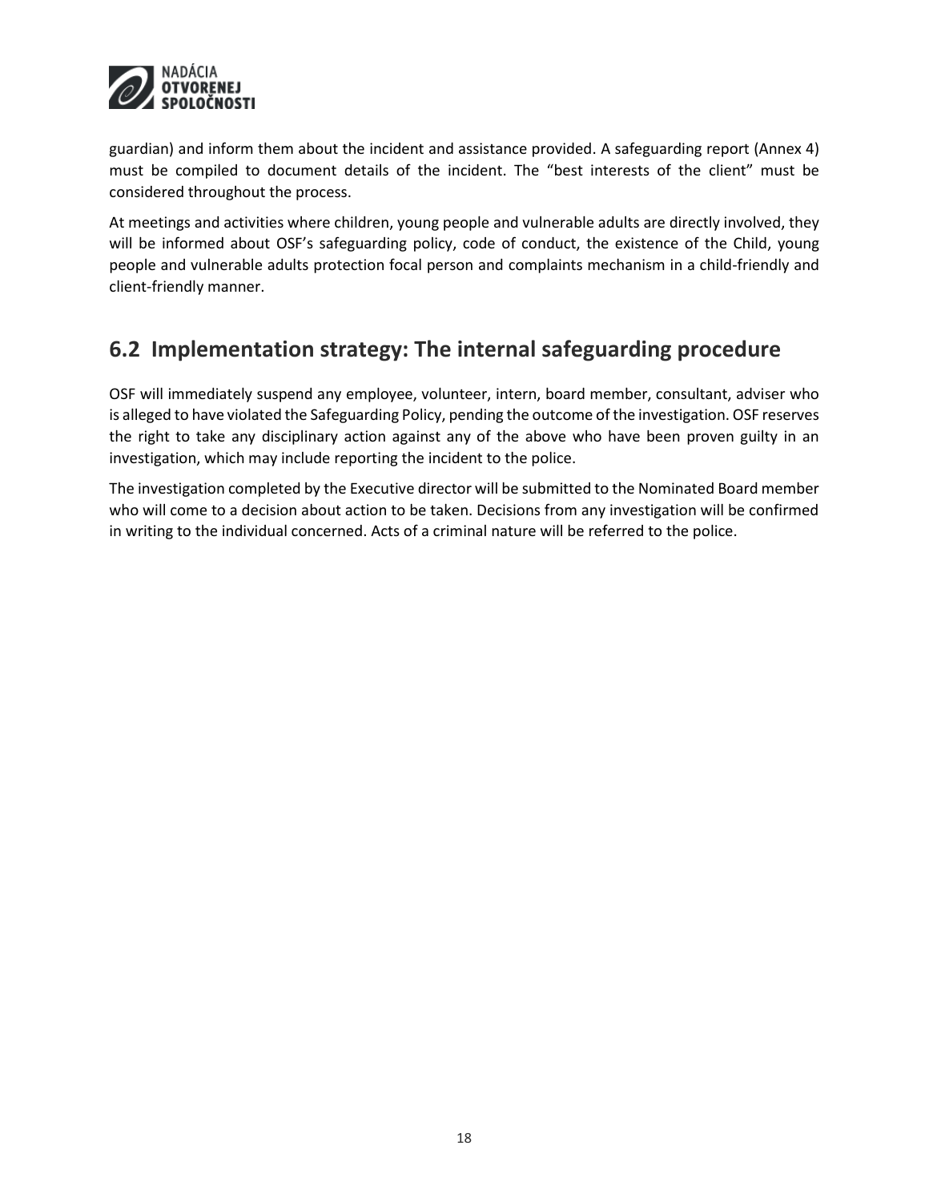guardian) and inform them about the incident and assistance provided. A safeguarding report (Annex 4) must be compiled to document details of the incident. The "best interests of the client" must be considered throughout the process.

At meetings and activities where children, young people and vulnerable adults are directly involved, they will be informed about OSF's safeguarding policy, code of conduct, the existence of the Child, young people and vulnerable adults protection focal person and complaints mechanism in a child-friendly and client-friendly manner.

## 6.2 Implementation strategy: The internal safeguarding procedure

OSF will immediately suspend any employee, volunteer, intern, board member, consultant, adviser who is alleged to have violated the Safeguarding Policy, pending the outcome of the investigation. OSF reserves the right to take any disciplinary action against any of the above who have been proven guilty in an investigation, which may include reporting the incident to the police.

The investigation completed by the Executive director will be submitted to the Nominated Board member who will come to a decision about action to be taken. Decisions from any investigation will be confirmed in writing to the individual concerned. Acts of a criminal nature will be referred to the police.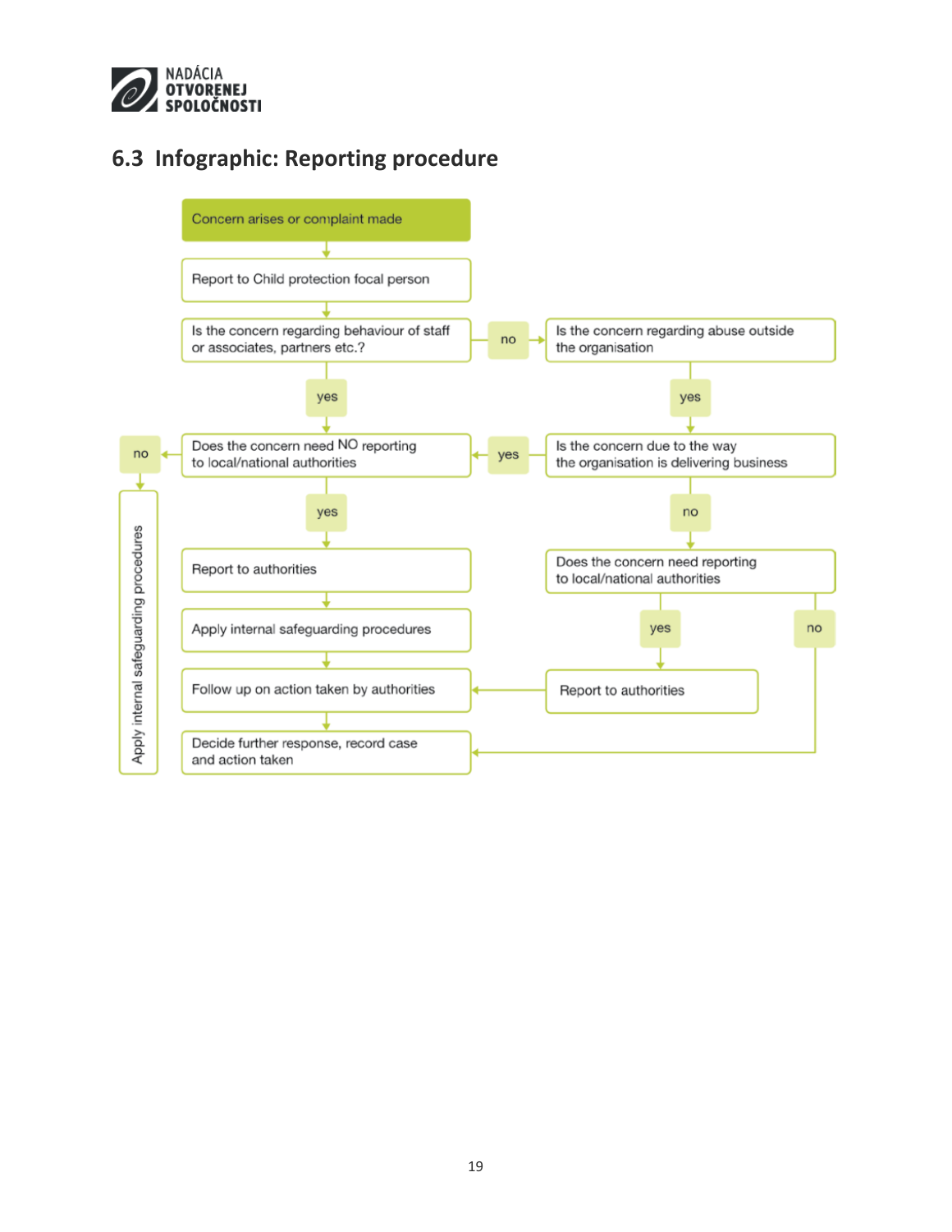## 6.3 Infographic: Reporting procedure

Concern arises or complaint made

Report to Child protection focal person

Is the concern regarding behaviour of staff or associates, partners etc.?

no

Is the concern regarding abuse outside the organisation

yes

yes

Does the concern need NO reporting to local/national authorities

yes

Is the concern due to the way the organisation is delivering business

no

Apply internal safeguarding procedures

yes

no

Report to authorities

Does the concern need reporting to local/national authorities

Apply internal safeguarding procedures

yes

no

Follow up on action taken by authorities

Report to authorities

Decide further response, record case and action taken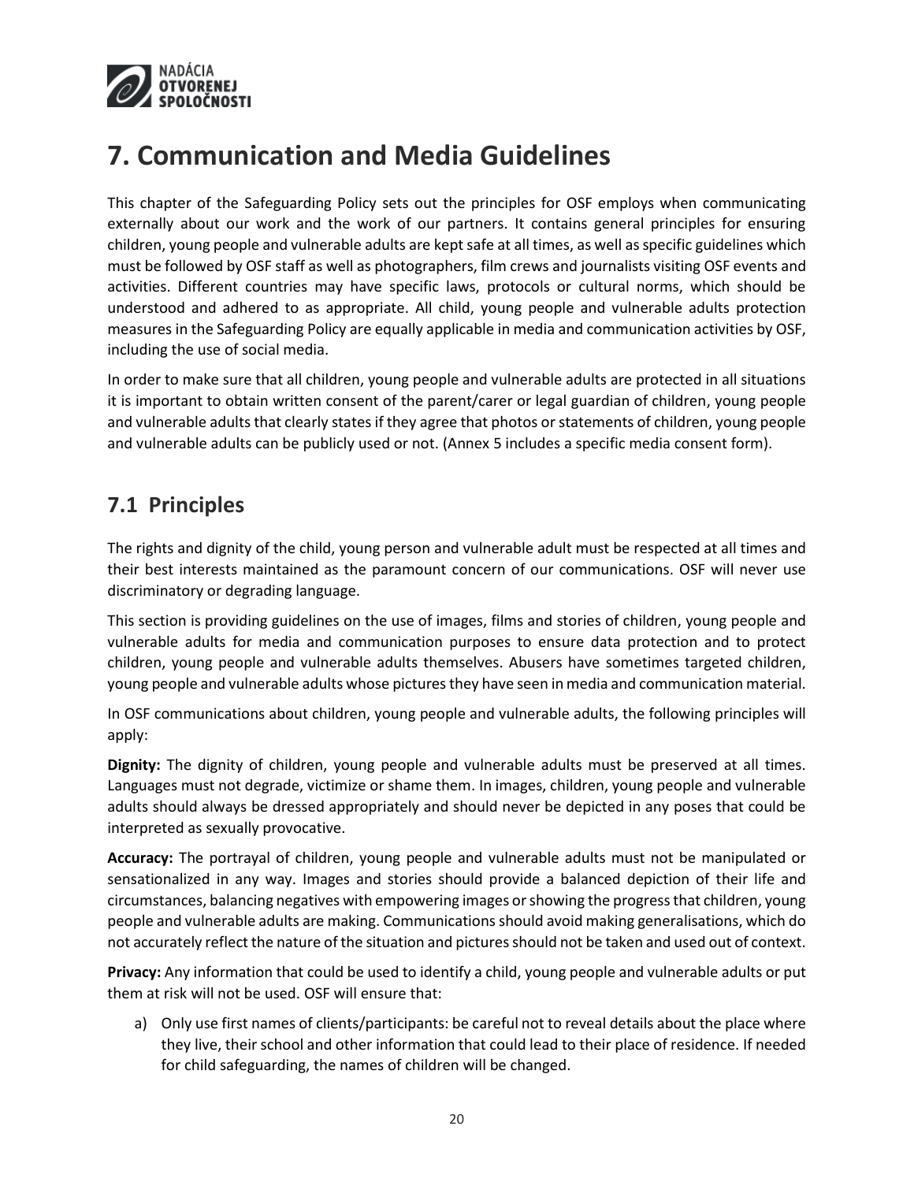# 7. Communication and Media Guidelines

This chapter of the Safeguarding Policy sets out the principles for OSF employs when communicating externally about our work and the work of our partners. It contains general principles for ensuring children, young people and vulnerable adults are kept safe at all times, as well as specific guidelines which must be followed by OSF staff as well as photographers, film crews and journalists visiting OSF events and activities. Different countries may have specific laws, protocols or cultural norms, which should be understood and adhered to as appropriate. All child, young people and vulnerable adults protection measures in the Safeguarding Policy are equally applicable in media and communication activities by OSF, including the use of social media.

In order to make sure that all children, young people and vulnerable adults are protected in all situations it is important to obtain written consent of the parent/carer or legal guardian of children, young people and vulnerable adults that clearly states if they agree that photos or statements of children, young people and vulnerable adults can be publicly used or not. (Annex 5 includes a specific media consent form).

## 7.1 Principles

The rights and dignity of the child, young person and vulnerable adult must be respected at all times and their best interests maintained as the paramount concern of our communications. OSF will never use discriminatory or degrading language.

This section is providing guidelines on the use of images, films and stories of children, young people and vulnerable adults for media and communication purposes to ensure data protection and to protect children, young people and vulnerable adults themselves. Abusers have sometimes targeted children, young people and vulnerable adults whose pictures they have seen in media and communication material.

In OSF communications about children, young people and vulnerable adults, the following principles will apply:

**Dignity:** The dignity of children, young people and vulnerable adults must be preserved at all times. Languages must not degrade, victimize or shame them. In images, children, young people and vulnerable adults should always be dressed appropriately and should never be depicted in any poses that could be interpreted as sexually provocative.

**Accuracy:** The portrayal of children, young people and vulnerable adults must not be manipulated or sensationalized in any way. Images and stories should provide a balanced depiction of their life and circumstances, balancing negatives with empowering images or showing the progress that children, young people and vulnerable adults are making. Communications should avoid making generalisations, which do not accurately reflect the nature of the situation and pictures should not be taken and used out of context.

**Privacy:** Any information that could be used to identify a child, young people and vulnerable adults or put them at risk will not be used. OSF will ensure that:

a) Only use first names of clients/participants: be careful not to reveal details about the place where they live, their school and other information that could lead to their place of residence. If needed for child safeguarding, the names of children will be changed.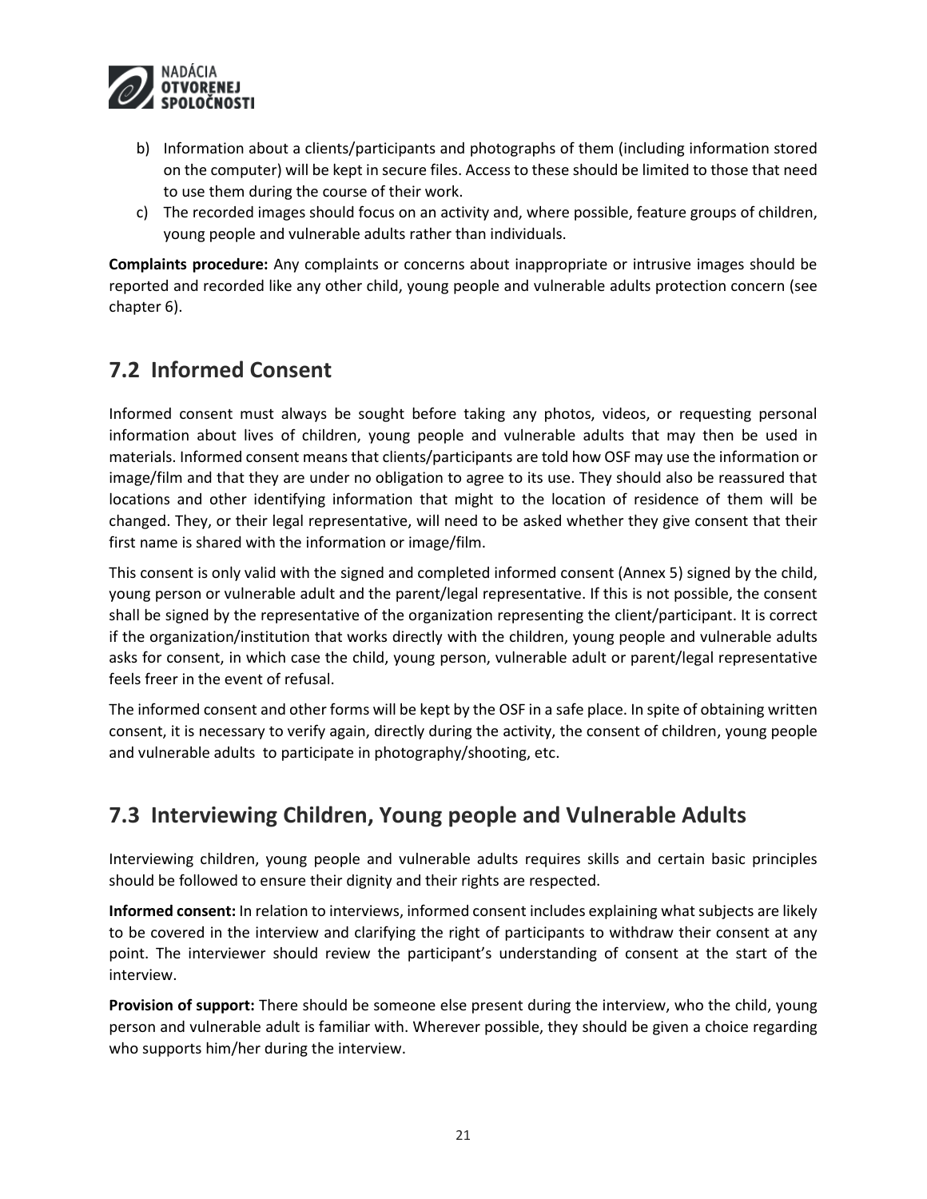b) Information about a clients/participants and photographs of them (including information stored on the computer) will be kept in secure files. Access to these should be limited to those that need to use them during the course of their work.

c) The recorded images should focus on an activity and, where possible, feature groups of children, young people and vulnerable adults rather than individuals.

**Complaints procedure:** Any complaints or concerns about inappropriate or intrusive images should be reported and recorded like any other child, young people and vulnerable adults protection concern (see chapter 6).

## 7.2 Informed Consent

Informed consent must always be sought before taking any photos, videos, or requesting personal information about lives of children, young people and vulnerable adults that may then be used in materials. Informed consent means that clients/participants are told how OSF may use the information or image/film and that they are under no obligation to agree to its use. They should also be reassured that locations and other identifying information that might to the location of residence of them will be changed. They, or their legal representative, will need to be asked whether they give consent that their first name is shared with the information or image/film.

This consent is only valid with the signed and completed informed consent (Annex 5) signed by the child, young person or vulnerable adult and the parent/legal representative. If this is not possible, the consent shall be signed by the representative of the organization representing the client/participant. It is correct if the organization/institution that works directly with the children, young people and vulnerable adults asks for consent, in which case the child, young person, vulnerable adult or parent/legal representative feels freer in the event of refusal.

The informed consent and other forms will be kept by the OSF in a safe place. In spite of obtaining written consent, it is necessary to verify again, directly during the activity, the consent of children, young people and vulnerable adults to participate in photography/shooting, etc.

## 7.3 Interviewing Children, Young people and Vulnerable Adults

Interviewing children, young people and vulnerable adults requires skills and certain basic principles should be followed to ensure their dignity and their rights are respected.

**Informed consent:** In relation to interviews, informed consent includes explaining what subjects are likely to be covered in the interview and clarifying the right of participants to withdraw their consent at any point. The interviewer should review the participant's understanding of consent at the start of the interview.

**Provision of support:** There should be someone else present during the interview, who the child, young person and vulnerable adult is familiar with. Wherever possible, they should be given a choice regarding who supports him/her during the interview.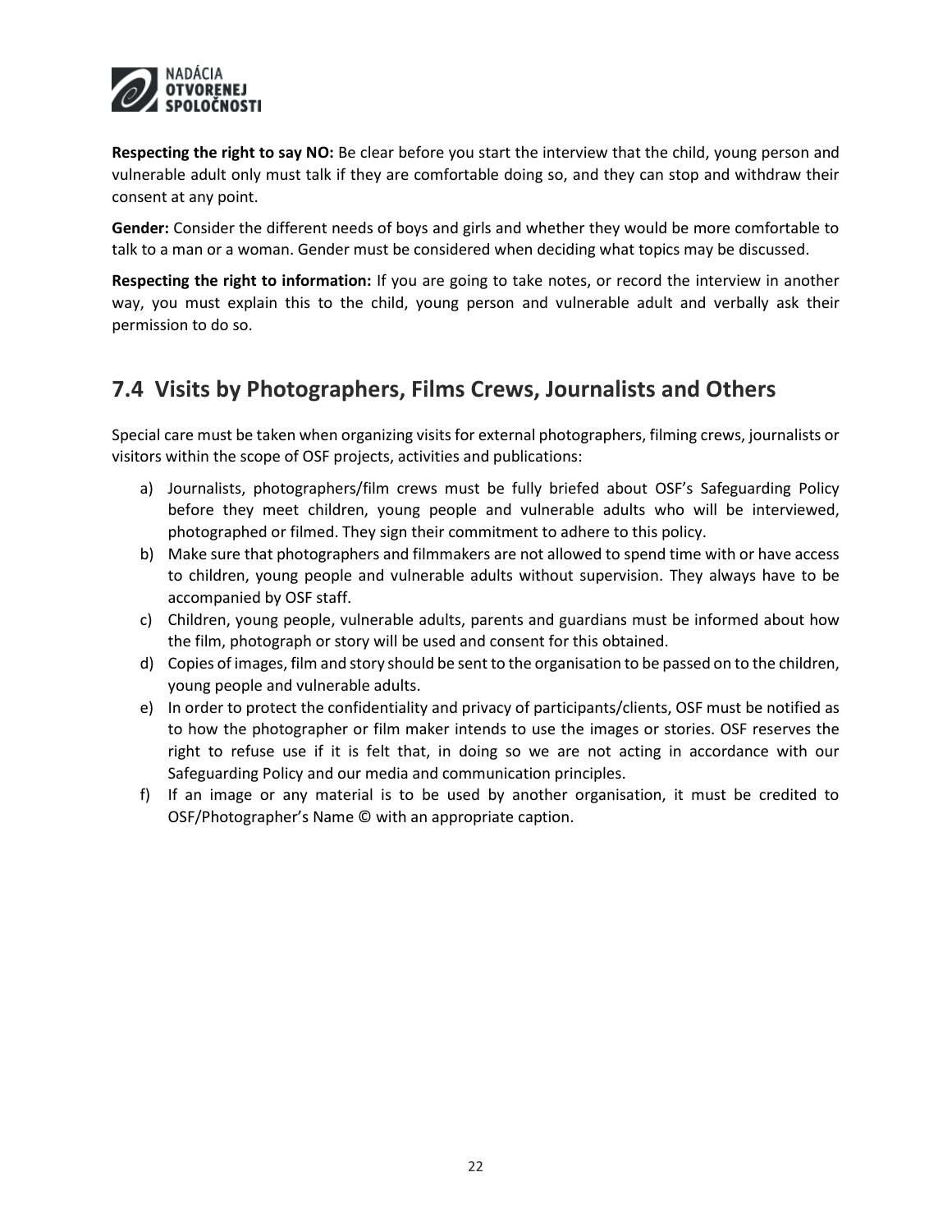**Respecting the right to say NO:** Be clear before you start the interview that the child, young person and vulnerable adult only must talk if they are comfortable doing so, and they can stop and withdraw their consent at any point.

**Gender:** Consider the different needs of boys and girls and whether they would be more comfortable to talk to a man or a woman. Gender must be considered when deciding what topics may be discussed.

**Respecting the right to information:** If you are going to take notes, or record the interview in another way, you must explain this to the child, young person and vulnerable adult and verbally ask their permission to do so.

## 7.4 Visits by Photographers, Films Crews, Journalists and Others

Special care must be taken when organizing visits for external photographers, filming crews, journalists or visitors within the scope of OSF projects, activities and publications:

a) Journalists, photographers/film crews must be fully briefed about OSF's Safeguarding Policy before they meet children, young people and vulnerable adults who will be interviewed, photographed or filmed. They sign their commitment to adhere to this policy.
b) Make sure that photographers and filmmakers are not allowed to spend time with or have access to children, young people and vulnerable adults without supervision. They always have to be accompanied by OSF staff.
c) Children, young people, vulnerable adults, parents and guardians must be informed about how the film, photograph or story will be used and consent for this obtained.
d) Copies of images, film and story should be sent to the organisation to be passed on to the children, young people and vulnerable adults.
e) In order to protect the confidentiality and privacy of participants/clients, OSF must be notified as to how the photographer or film maker intends to use the images or stories. OSF reserves the right to refuse use if it is felt that, in doing so we are not acting in accordance with our Safeguarding Policy and our media and communication principles.
f) If an image or any material is to be used by another organisation, it must be credited to OSF/Photographer's Name © with an appropriate caption.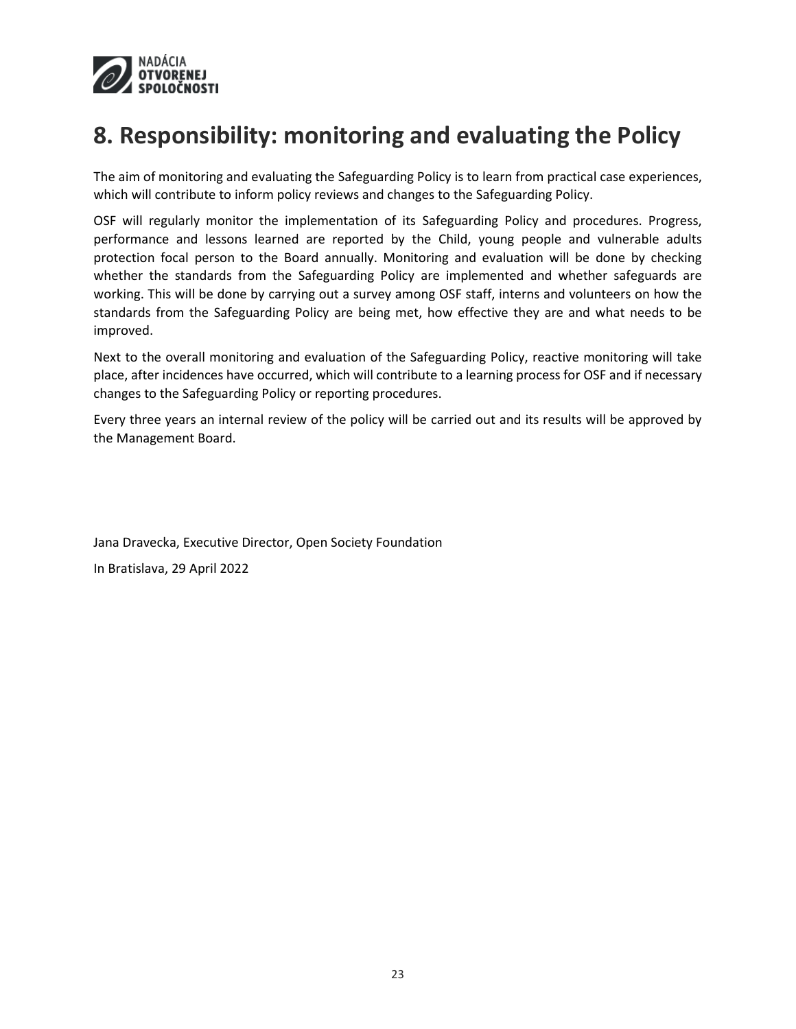# 8. Responsibility: monitoring and evaluating the Policy

The aim of monitoring and evaluating the Safeguarding Policy is to learn from practical case experiences, which will contribute to inform policy reviews and changes to the Safeguarding Policy.

OSF will regularly monitor the implementation of its Safeguarding Policy and procedures. Progress, performance and lessons learned are reported by the Child, young people and vulnerable adults protection focal person to the Board annually. Monitoring and evaluation will be done by checking whether the standards from the Safeguarding Policy are implemented and whether safeguards are working. This will be done by carrying out a survey among OSF staff, interns and volunteers on how the standards from the Safeguarding Policy are being met, how effective they are and what needs to be improved.

Next to the overall monitoring and evaluation of the Safeguarding Policy, reactive monitoring will take place, after incidences have occurred, which will contribute to a learning process for OSF and if necessary changes to the Safeguarding Policy or reporting procedures.

Every three years an internal review of the policy will be carried out and its results will be approved by the Management Board.

Jana Dravecka, Executive Director, Open Society Foundation

In Bratislava, 29 April 2022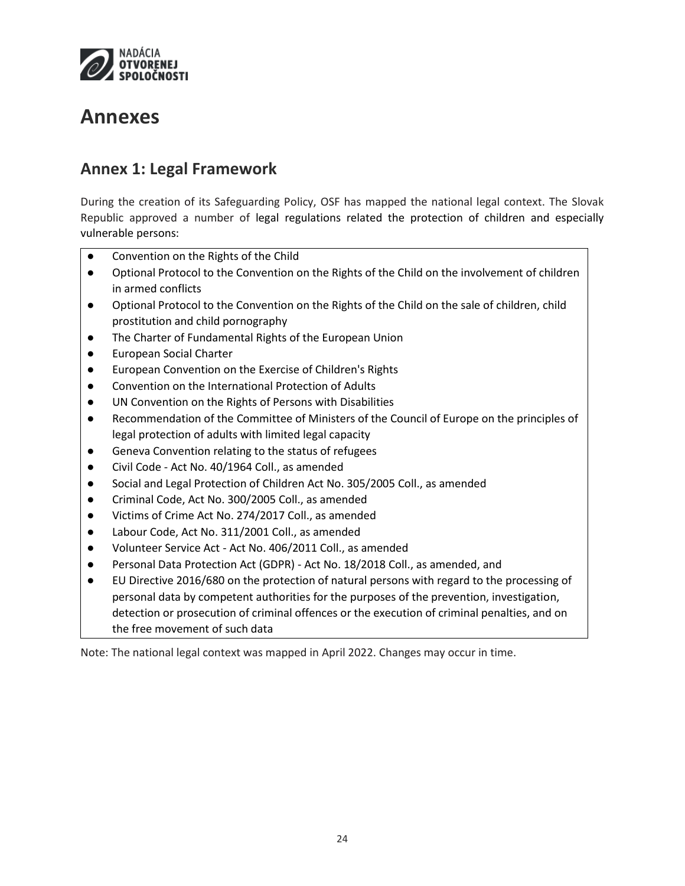# Annexes

## Annex 1: Legal Framework

During the creation of its Safeguarding Policy, OSF has mapped the national legal context. The Slovak Republic approved a number of legal regulations related the protection of children and especially vulnerable persons:

- Convention on the Rights of the Child
- Optional Protocol to the Convention on the Rights of the Child on the involvement of children in armed conflicts
- Optional Protocol to the Convention on the Rights of the Child on the sale of children, child prostitution and child pornography
- The Charter of Fundamental Rights of the European Union
- European Social Charter
- European Convention on the Exercise of Children's Rights
- Convention on the International Protection of Adults
- UN Convention on the Rights of Persons with Disabilities
- Recommendation of the Committee of Ministers of the Council of Europe on the principles of legal protection of adults with limited legal capacity
- Geneva Convention relating to the status of refugees
- Civil Code - Act No. 40/1964 Coll., as amended
- Social and Legal Protection of Children Act No. 305/2005 Coll., as amended
- Criminal Code, Act No. 300/2005 Coll., as amended
- Victims of Crime Act No. 274/2017 Coll., as amended
- Labour Code, Act No. 311/2001 Coll., as amended
- Volunteer Service Act - Act No. 406/2011 Coll., as amended
- Personal Data Protection Act (GDPR) - Act No. 18/2018 Coll., as amended, and
- EU Directive 2016/680 on the protection of natural persons with regard to the processing of personal data by competent authorities for the purposes of the prevention, investigation, detection or prosecution of criminal offences or the execution of criminal penalties, and on the free movement of such data

Note: The national legal context was mapped in April 2022. Changes may occur in time.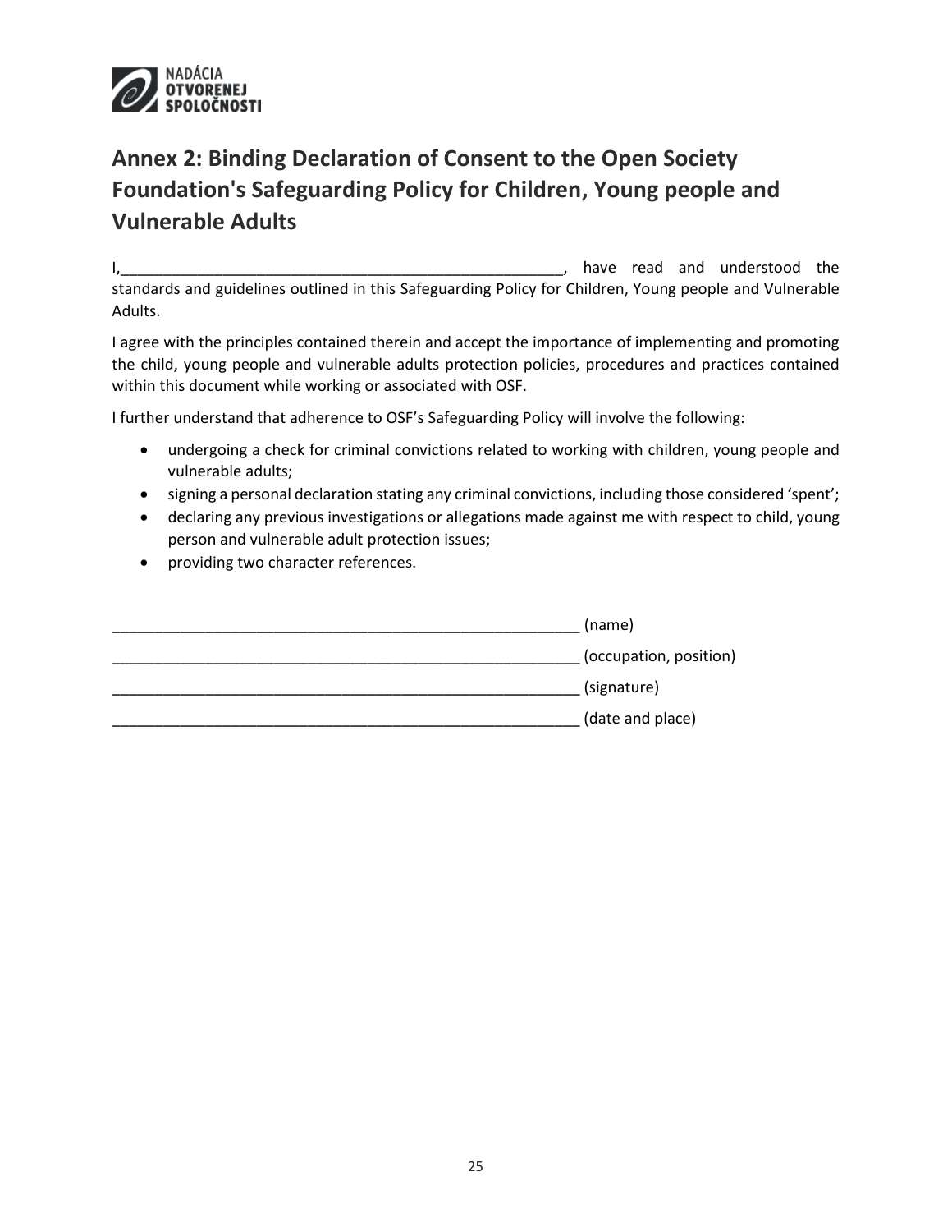## Annex 2: Binding Declaration of Consent to the Open Society Foundation's Safeguarding Policy for Children, Young people and Vulnerable Adults

I,______________________________________________________, have read and understood the standards and guidelines outlined in this Safeguarding Policy for Children, Young people and Vulnerable Adults.

I agree with the principles contained therein and accept the importance of implementing and promoting the child, young people and vulnerable adults protection policies, procedures and practices contained within this document while working or associated with OSF.

I further understand that adherence to OSF's Safeguarding Policy will involve the following:

- undergoing a check for criminal convictions related to working with children, young people and vulnerable adults;
- signing a personal declaration stating any criminal convictions, including those considered 'spent';
- declaring any previous investigations or allegations made against me with respect to child, young person and vulnerable adult protection issues;
- providing two character references.

________________________________________________________ (name)

________________________________________________________ (occupation, position)

________________________________________________________ (signature)

________________________________________________________ (date and place)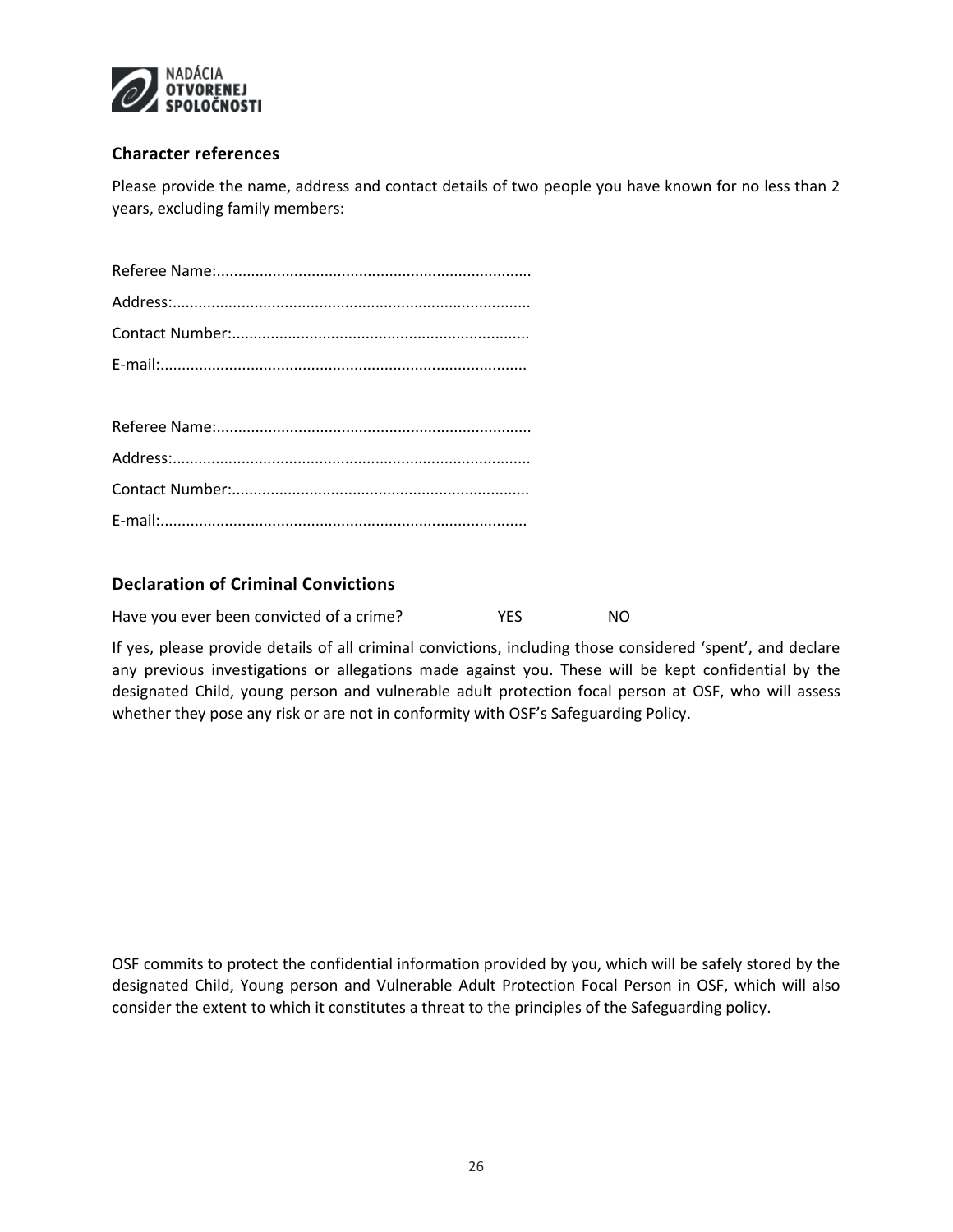## Character references

Please provide the name, address and contact details of two people you have known for no less than 2 years, excluding family members:

Referee Name:.........................................................................

Address:...................................................................................

Contact Number:.....................................................................

E-mail:.....................................................................................

Referee Name:.........................................................................

Address:...................................................................................

Contact Number:.....................................................................

E-mail:.....................................................................................

## Declaration of Criminal Convictions

Have you ever been convicted of a crime? YES NO

If yes, please provide details of all criminal convictions, including those considered 'spent', and declare any previous investigations or allegations made against you. These will be kept confidential by the designated Child, young person and vulnerable adult protection focal person at OSF, who will assess whether they pose any risk or are not in conformity with OSF's Safeguarding Policy.

OSF commits to protect the confidential information provided by you, which will be safely stored by the designated Child, Young person and Vulnerable Adult Protection Focal Person in OSF, which will also consider the extent to which it constitutes a threat to the principles of the Safeguarding policy.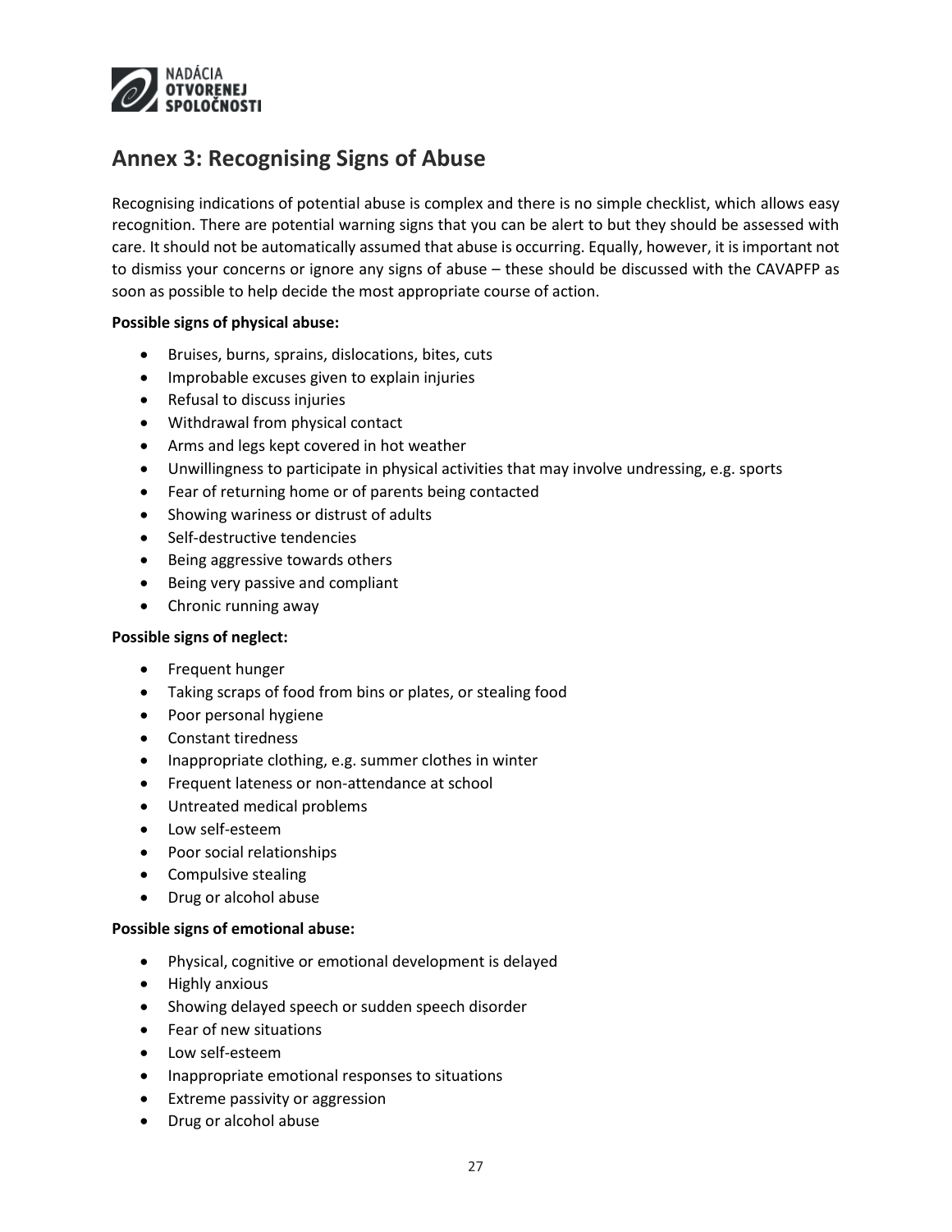## Annex 3: Recognising Signs of Abuse

Recognising indications of potential abuse is complex and there is no simple checklist, which allows easy recognition. There are potential warning signs that you can be alert to but they should be assessed with care. It should not be automatically assumed that abuse is occurring. Equally, however, it is important not to dismiss your concerns or ignore any signs of abuse – these should be discussed with the CAVAPFP as soon as possible to help decide the most appropriate course of action.

**Possible signs of physical abuse:**

- Bruises, burns, sprains, dislocations, bites, cuts
- Improbable excuses given to explain injuries
- Refusal to discuss injuries
- Withdrawal from physical contact
- Arms and legs kept covered in hot weather
- Unwillingness to participate in physical activities that may involve undressing, e.g. sports
- Fear of returning home or of parents being contacted
- Showing wariness or distrust of adults
- Self-destructive tendencies
- Being aggressive towards others
- Being very passive and compliant
- Chronic running away

**Possible signs of neglect:**

- Frequent hunger
- Taking scraps of food from bins or plates, or stealing food
- Poor personal hygiene
- Constant tiredness
- Inappropriate clothing, e.g. summer clothes in winter
- Frequent lateness or non-attendance at school
- Untreated medical problems
- Low self-esteem
- Poor social relationships
- Compulsive stealing
- Drug or alcohol abuse

**Possible signs of emotional abuse:**

- Physical, cognitive or emotional development is delayed
- Highly anxious
- Showing delayed speech or sudden speech disorder
- Fear of new situations
- Low self-esteem
- Inappropriate emotional responses to situations
- Extreme passivity or aggression
- Drug or alcohol abuse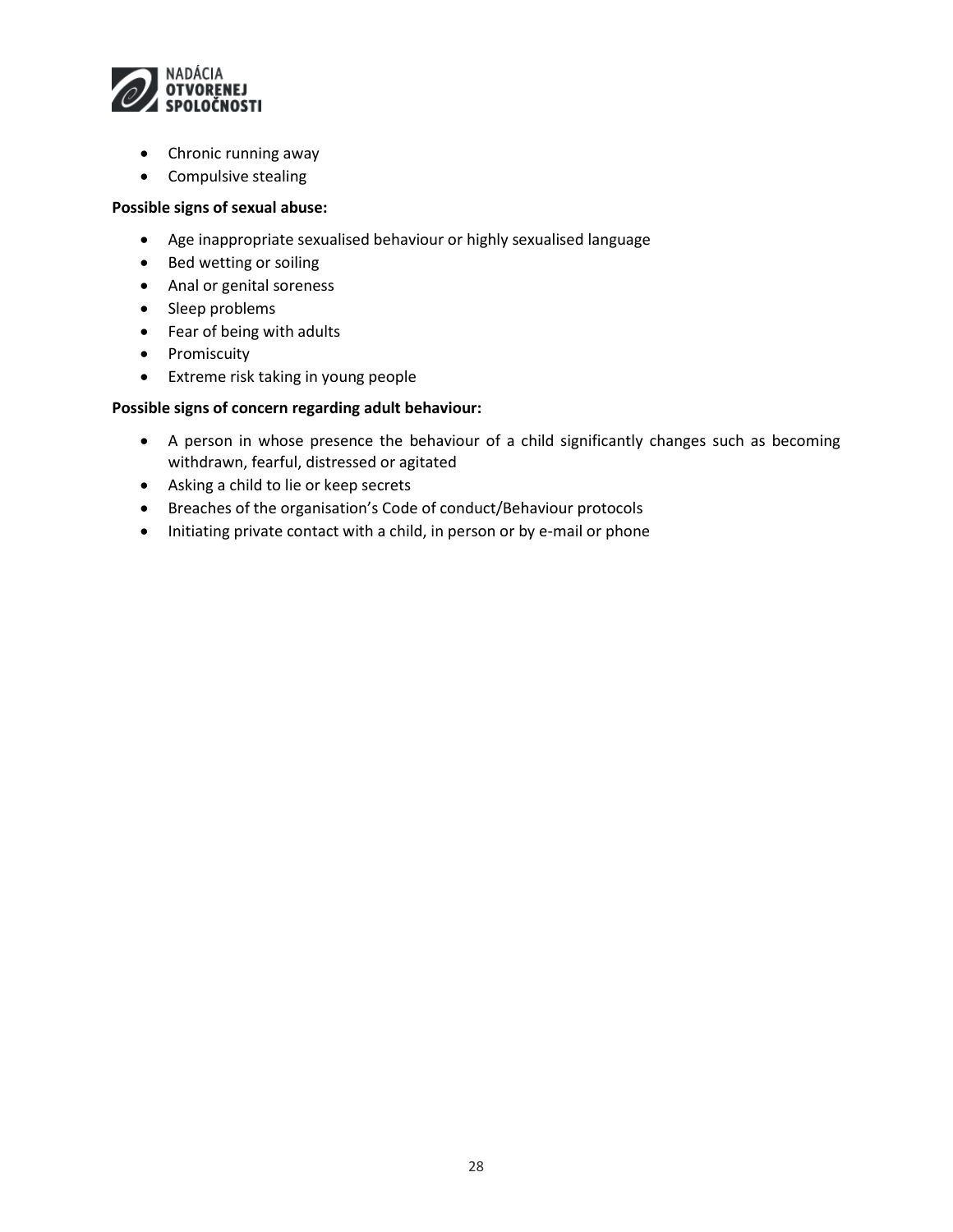- Chronic running away
- Compulsive stealing

**Possible signs of sexual abuse:**

- Age inappropriate sexualised behaviour or highly sexualised language
- Bed wetting or soiling
- Anal or genital soreness
- Sleep problems
- Fear of being with adults
- Promiscuity
- Extreme risk taking in young people

**Possible signs of concern regarding adult behaviour:**

- A person in whose presence the behaviour of a child significantly changes such as becoming withdrawn, fearful, distressed or agitated
- Asking a child to lie or keep secrets
- Breaches of the organisation's Code of conduct/Behaviour protocols
- Initiating private contact with a child, in person or by e-mail or phone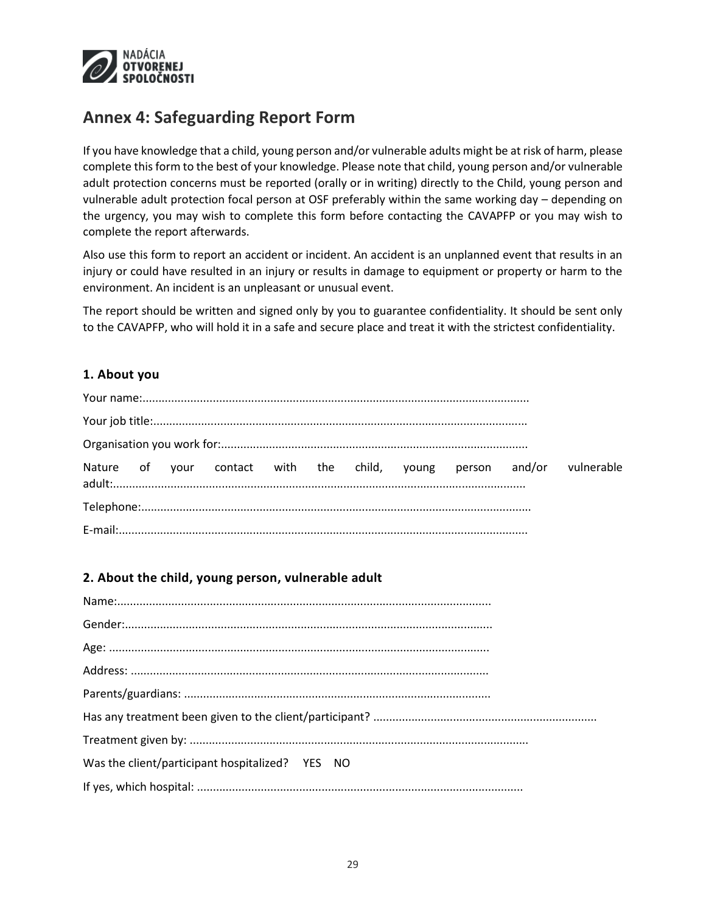# Annex 4: Safeguarding Report Form

If you have knowledge that a child, young person and/or vulnerable adults might be at risk of harm, please complete this form to the best of your knowledge. Please note that child, young person and/or vulnerable adult protection concerns must be reported (orally or in writing) directly to the Child, young person and vulnerable adult protection focal person at OSF preferably within the same working day – depending on the urgency, you may wish to complete this form before contacting the CAVAPFP or you may wish to complete the report afterwards.

Also use this form to report an accident or incident. An accident is an unplanned event that results in an injury or could have resulted in an injury or results in damage to equipment or property or harm to the environment. An incident is an unpleasant or unusual event.

The report should be written and signed only by you to guarantee confidentiality. It should be sent only to the CAVAPFP, who will hold it in a safe and secure place and treat it with the strictest confidentiality.

### 1. About you

Your name:........................................................................................................................

Your job title:....................................................................................................................

Organisation you work for:................................................................................................

Nature of your contact with the child, young person and/or vulnerable adult:................................................................................................................................

Telephone:.........................................................................................................................

E-mail:...............................................................................................................................

### 2. About the child, young person, vulnerable adult

Name:....................................................................................................................

Gender:..................................................................................................................

Age: ......................................................................................................................

Address: ...............................................................................................................

Parents/guardians: ................................................................................................

Has any treatment been given to the client/participant? .....................................................................

Treatment given by: .........................................................................................................

Was the client/participant hospitalized? YES NO

If yes, which hospital: ......................................................................................................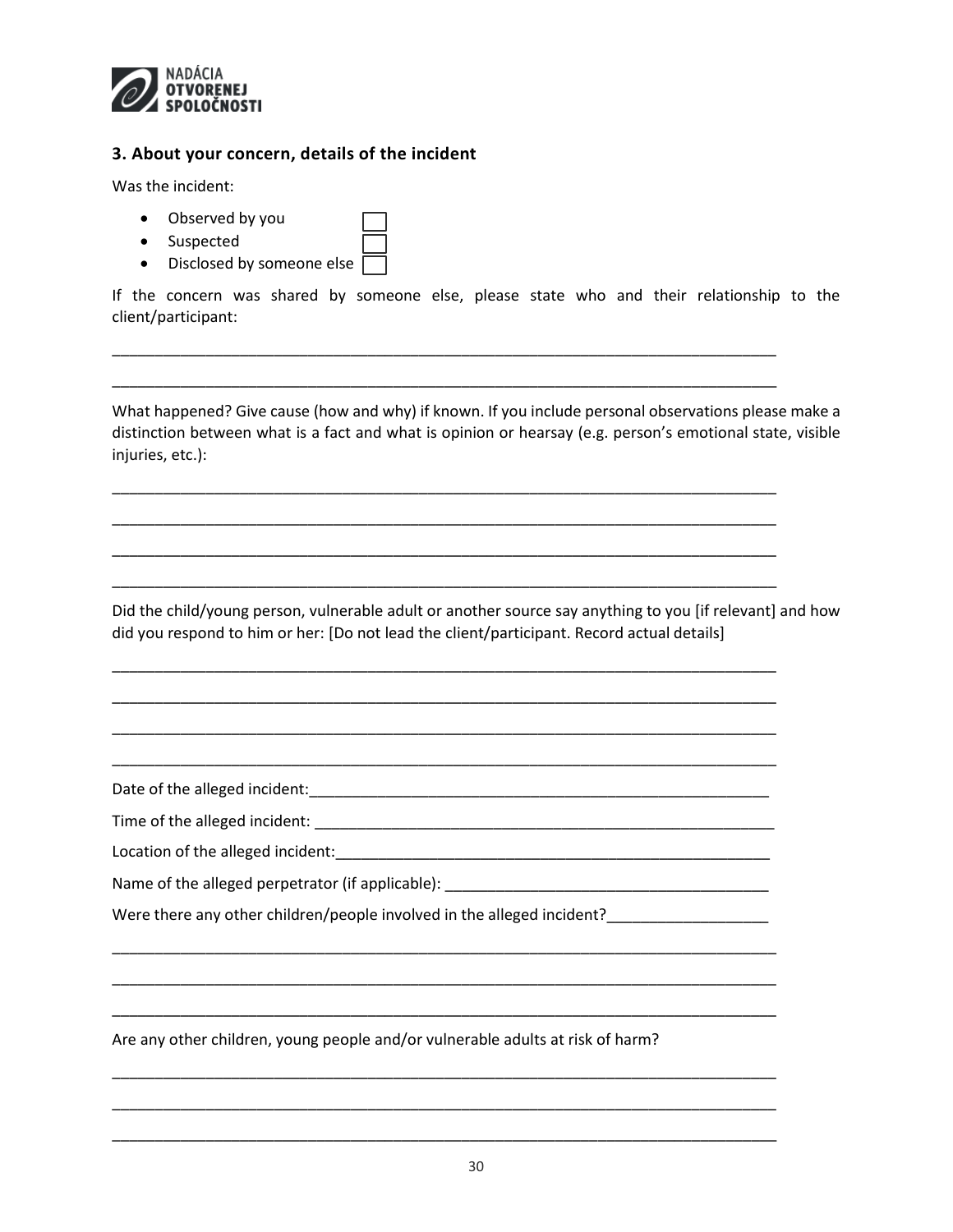### 3. About your concern, details of the incident

Was the incident:

- Observed by you ☐
- Suspected ☐
- Disclosed by someone else ☐

If the concern was shared by someone else, please state who and their relationship to the client/participant:

_______________________________________________________________________________

_______________________________________________________________________________

What happened? Give cause (how and why) if known. If you include personal observations please make a distinction between what is a fact and what is opinion or hearsay (e.g. person's emotional state, visible injuries, etc.):

_______________________________________________________________________________

_______________________________________________________________________________

_______________________________________________________________________________

_______________________________________________________________________________

Did the child/young person, vulnerable adult or another source say anything to you [if relevant] and how did you respond to him or her: [Do not lead the client/participant. Record actual details]

_______________________________________________________________________________

_______________________________________________________________________________

_______________________________________________________________________________

_______________________________________________________________________________

Date of the alleged incident:__________________________________________________________

Time of the alleged incident: __________________________________________________________

Location of the alleged incident:_______________________________________________________

Name of the alleged perpetrator (if applicable): ______________________________________

Were there any other children/people involved in the alleged incident?___________________

_______________________________________________________________________________

_______________________________________________________________________________

_______________________________________________________________________________

Are any other children, young people and/or vulnerable adults at risk of harm?

_______________________________________________________________________________

_______________________________________________________________________________

_______________________________________________________________________________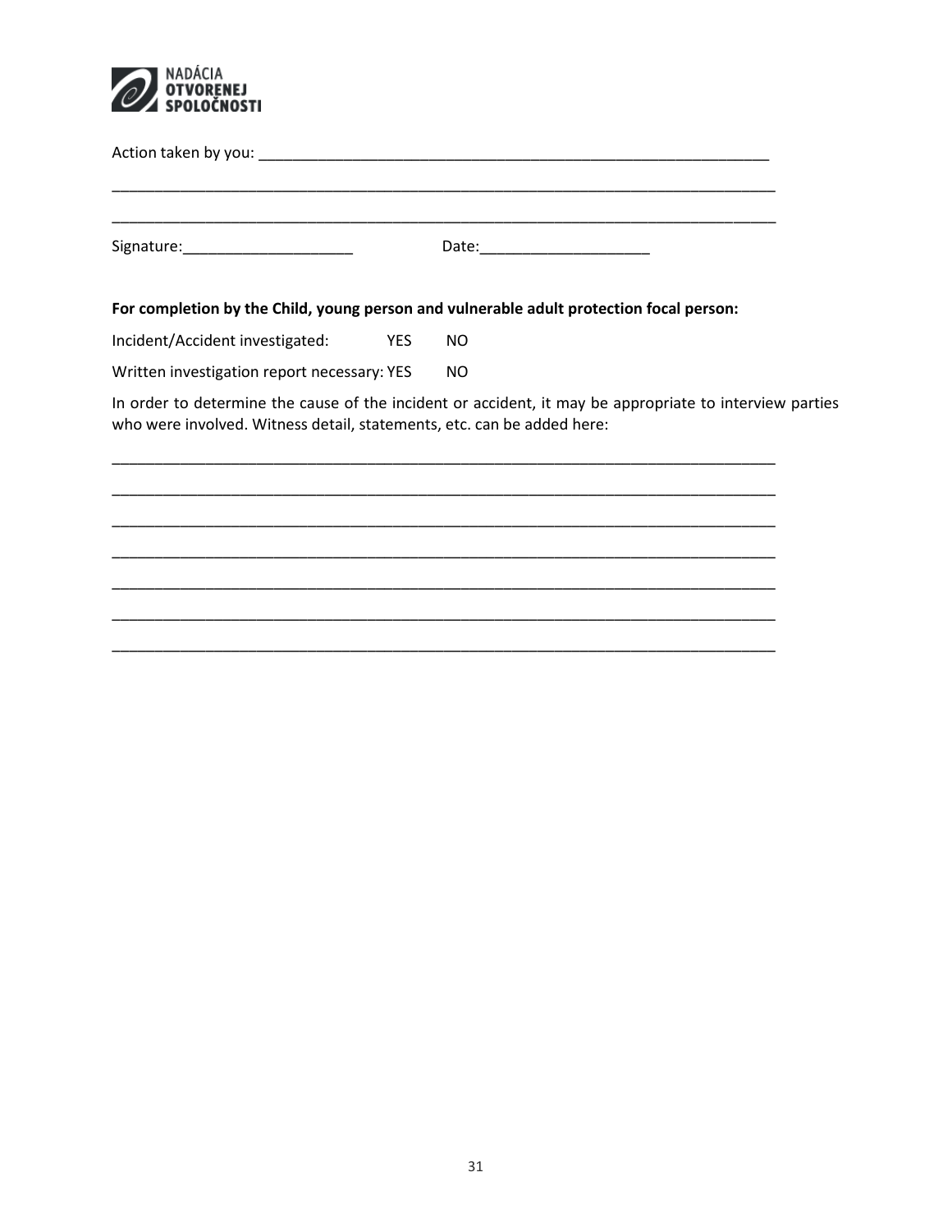Action taken by you: ___________________________________________________________

_____________________________________________________________________________

_____________________________________________________________________________

Signature:____________________ Date:____________________

**For completion by the Child, young person and vulnerable adult protection focal person:**

Incident/Accident investigated: YES NO

Written investigation report necessary: YES NO

In order to determine the cause of the incident or accident, it may be appropriate to interview parties who were involved. Witness detail, statements, etc. can be added here:

_____________________________________________________________________________

_____________________________________________________________________________

_____________________________________________________________________________

_____________________________________________________________________________

_____________________________________________________________________________

_____________________________________________________________________________

_____________________________________________________________________________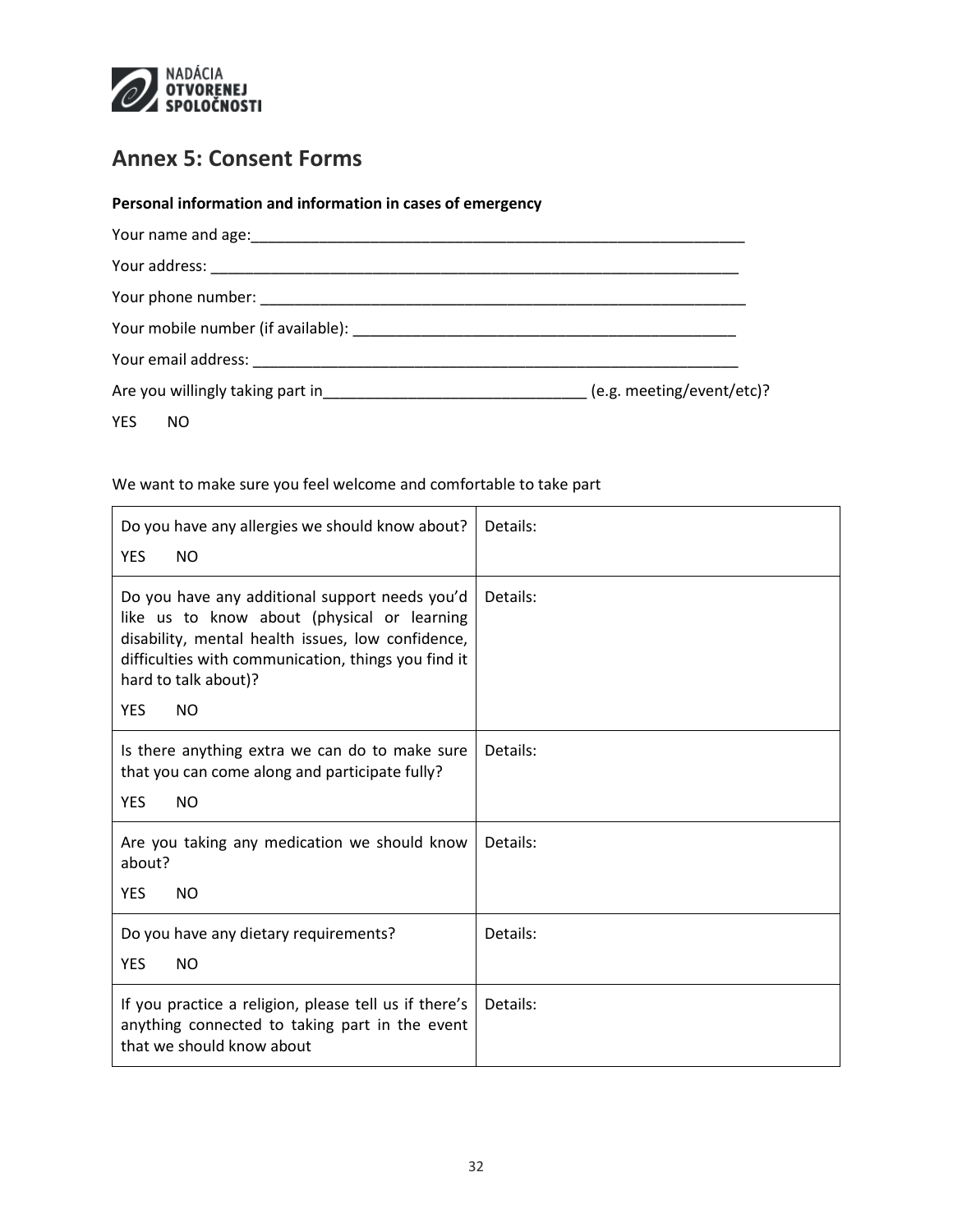## Annex 5: Consent Forms

**Personal information and information in cases of emergency**

Your name and age:___________________________________________________________

Your address: _______________________________________________________________

Your phone number: __________________________________________________________

Your mobile number (if available): _____________________________________________

Your email address: __________________________________________________________

Are you willingly taking part in______________________________ (e.g. meeting/event/etc)?

YES NO

We want to make sure you feel welcome and comfortable to take part

| | |
|---|---|
| Do you have any allergies we should know about?<br>YES NO | Details: |
| Do you have any additional support needs you'd like us to know about (physical or learning disability, mental health issues, low confidence, difficulties with communication, things you find it hard to talk about)?<br>YES NO | Details: |
| Is there anything extra we can do to make sure that you can come along and participate fully?<br>YES NO | Details: |
| Are you taking any medication we should know about?<br>YES NO | Details: |
| Do you have any dietary requirements?<br>YES NO | Details: |
| If you practice a religion, please tell us if there's anything connected to taking part in the event that we should know about | Details: |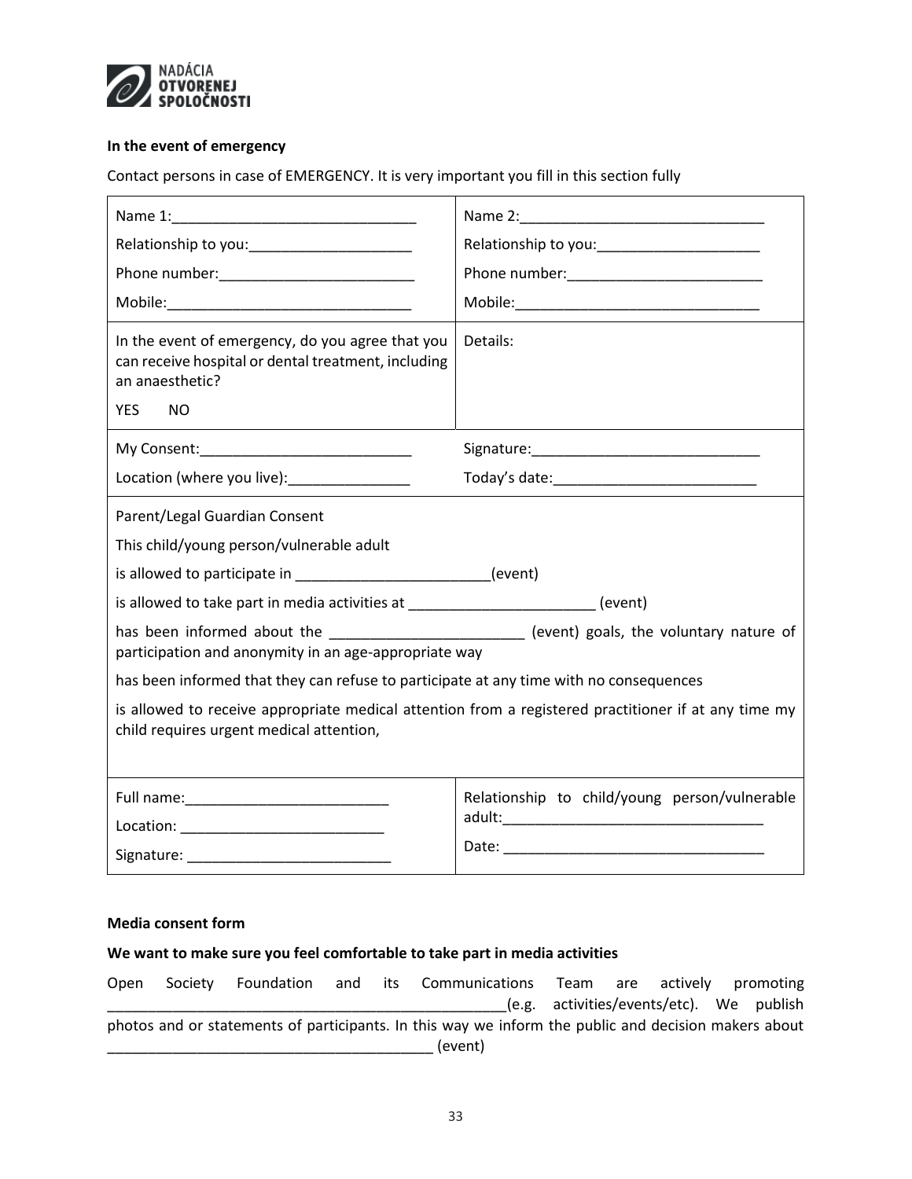**In the event of emergency**

Contact persons in case of EMERGENCY. It is very important you fill in this section fully

| Name 1:\_\_\_\_\_\_\_\_\_\_\_\_\_\_\_\_\_\_\_\_\_\_\_\_\_\_\_\_\_\_<br>Relationship to you:\_\_\_\_\_\_\_\_\_\_\_\_\_\_\_\_\_\_\_\_<br>Phone number:\_\_\_\_\_\_\_\_\_\_\_\_\_\_\_\_\_\_\_\_\_\_\_\_<br>Mobile:\_\_\_\_\_\_\_\_\_\_\_\_\_\_\_\_\_\_\_\_\_\_\_\_\_\_\_\_\_\_ | Name 2:\_\_\_\_\_\_\_\_\_\_\_\_\_\_\_\_\_\_\_\_\_\_\_\_\_\_\_\_\_\_<br>Relationship to you:\_\_\_\_\_\_\_\_\_\_\_\_\_\_\_\_\_\_\_\_<br>Phone number:\_\_\_\_\_\_\_\_\_\_\_\_\_\_\_\_\_\_\_\_\_\_\_\_<br>Mobile:\_\_\_\_\_\_\_\_\_\_\_\_\_\_\_\_\_\_\_\_\_\_\_\_\_\_\_\_\_\_ |
|---|---|
| In the event of emergency, do you agree that you can receive hospital or dental treatment, including an anaesthetic?<br>YES NO | Details: |
| My Consent:\_\_\_\_\_\_\_\_\_\_\_\_\_\_\_\_\_\_\_\_\_\_\_\_\_\_<br>Location (where you live):\_\_\_\_\_\_\_\_\_\_\_\_\_\_\_ | Signature:\_\_\_\_\_\_\_\_\_\_\_\_\_\_\_\_\_\_\_\_\_\_\_\_\_\_\_\_<br>Today's date:\_\_\_\_\_\_\_\_\_\_\_\_\_\_\_\_\_\_\_\_\_\_\_\_\_ |

Parent/Legal Guardian Consent

This child/young person/vulnerable adult

is allowed to participate in \_\_\_\_\_\_\_\_\_\_\_\_\_\_\_\_\_\_\_\_\_\_\_\_(event)

is allowed to take part in media activities at \_\_\_\_\_\_\_\_\_\_\_\_\_\_\_\_\_\_\_\_\_\_\_ (event)

has been informed about the \_\_\_\_\_\_\_\_\_\_\_\_\_\_\_\_\_\_\_\_\_\_\_\_ (event) goals, the voluntary nature of participation and anonymity in an age-appropriate way

has been informed that they can refuse to participate at any time with no consequences

is allowed to receive appropriate medical attention from a registered practitioner if at any time my child requires urgent medical attention,

| Full name:\_\_\_\_\_\_\_\_\_\_\_\_\_\_\_\_\_\_\_\_\_\_\_\_\_<br>Location: \_\_\_\_\_\_\_\_\_\_\_\_\_\_\_\_\_\_\_\_\_\_\_\_\_<br>Signature: \_\_\_\_\_\_\_\_\_\_\_\_\_\_\_\_\_\_\_\_\_\_\_\_\_ | Relationship to child/young person/vulnerable adult:\_\_\_\_\_\_\_\_\_\_\_\_\_\_\_\_\_\_\_\_\_\_\_\_\_\_\_\_\_\_\_\_<br>Date: \_\_\_\_\_\_\_\_\_\_\_\_\_\_\_\_\_\_\_\_\_\_\_\_\_\_\_\_\_\_\_\_ |
|---|---|

**Media consent form**

**We want to make sure you feel comfortable to take part in media activities**

Open Society Foundation and its Communications Team are actively promoting \_\_\_\_\_\_\_\_\_\_\_\_\_\_\_\_\_\_\_\_\_\_\_\_\_\_\_\_\_\_\_\_\_\_\_\_\_\_\_\_\_\_\_\_\_\_\_\_\_\_(e.g. activities/events/etc). We publish photos and or statements of participants. In this way we inform the public and decision makers about \_\_\_\_\_\_\_\_\_\_\_\_\_\_\_\_\_\_\_\_\_\_\_\_\_\_\_\_\_\_\_\_\_\_\_\_\_\_\_\_ (event)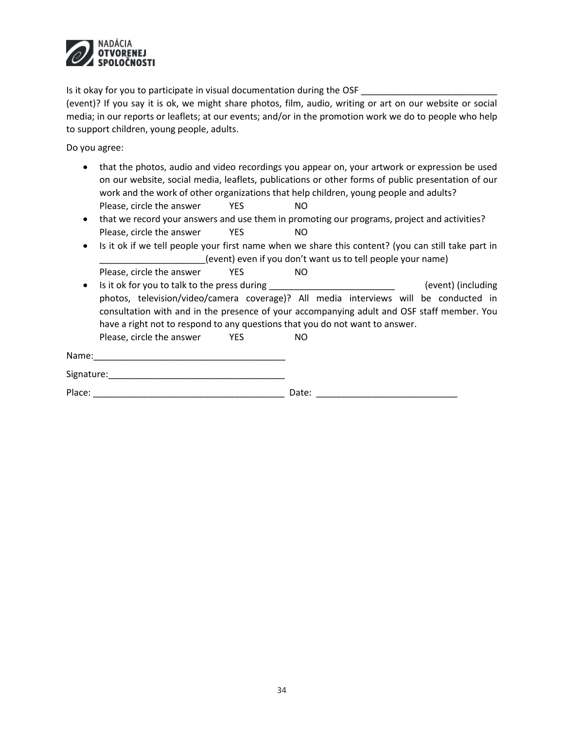NADÁCIA OTVORENEJ SPOLOČNOSTI

Is it okay for you to participate in visual documentation during the OSF ___________________________ (event)? If you say it is ok, we might share photos, film, audio, writing or art on our website or social media; in our reports or leaflets; at our events; and/or in the promotion work we do to people who help to support children, young people, adults.

Do you agree:

- that the photos, audio and video recordings you appear on, your artwork or expression be used on our website, social media, leaflets, publications or other forms of public presentation of our work and the work of other organizations that help children, young people and adults?  
  Please, circle the answer YES NO
- that we record your answers and use them in promoting our programs, project and activities?  
  Please, circle the answer YES NO
- Is it ok if we tell people your first name when we share this content? (you can still take part in _____________________(event) even if you don't want us to tell people your name)  
  Please, circle the answer YES NO
- Is it ok for you to talk to the press during _________________________ (event) (including photos, television/video/camera coverage)? All media interviews will be conducted in consultation with and in the presence of your accompanying adult and OSF staff member. You have a right not to respond to any questions that you do not want to answer.  
  Please, circle the answer YES NO

Name:______________________________________

Signature:___________________________________

Place: ______________________________________ Date: ____________________________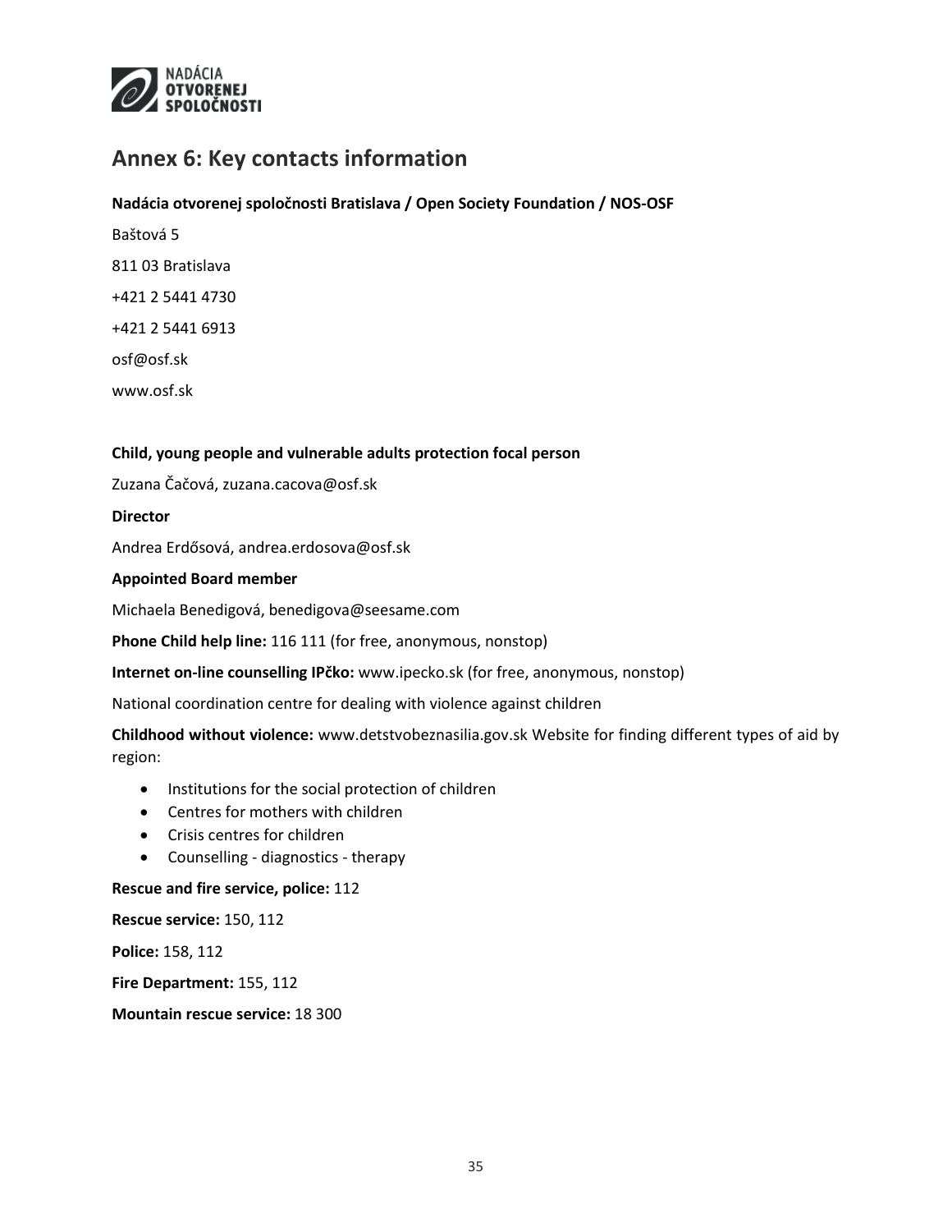## Annex 6: Key contacts information

**Nadácia otvorenej spoločnosti Bratislava / Open Society Foundation / NOS-OSF**

Baštová 5

811 03 Bratislava

+421 2 5441 4730

+421 2 5441 6913

osf@osf.sk

www.osf.sk

**Child, young people and vulnerable adults protection focal person**

Zuzana Čačová, zuzana.cacova@osf.sk

**Director**

Andrea Erdősová, andrea.erdosova@osf.sk

**Appointed Board member**

Michaela Benedigová, benedigova@seesame.com

**Phone Child help line:** 116 111 (for free, anonymous, nonstop)

**Internet on-line counselling IPčko:** www.ipecko.sk (for free, anonymous, nonstop)

National coordination centre for dealing with violence against children

**Childhood without violence:** www.detstvobeznasilia.gov.sk Website for finding different types of aid by region:

- Institutions for the social protection of children
- Centres for mothers with children
- Crisis centres for children
- Counselling - diagnostics - therapy

**Rescue and fire service, police:** 112

**Rescue service:** 150, 112

**Police:** 158, 112

**Fire Department:** 155, 112

**Mountain rescue service:** 18 300